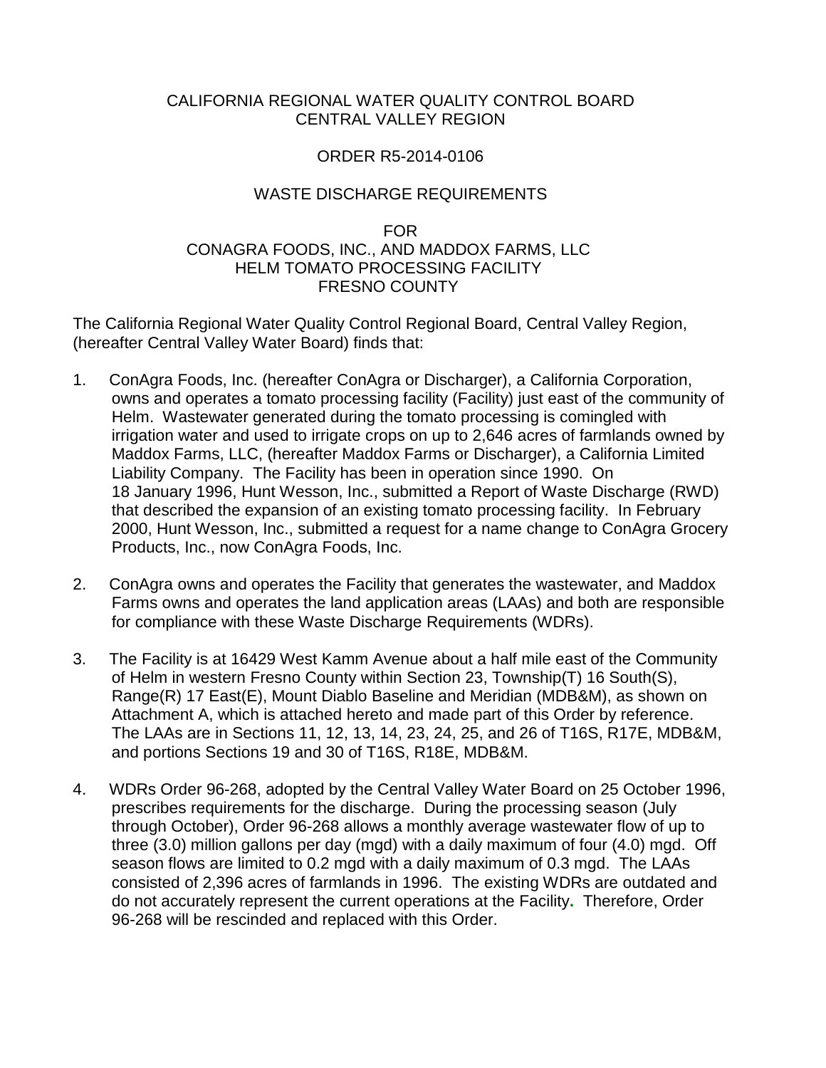CALIFORNIA REGIONAL WATER QUALITY CONTROL BOARD
CENTRAL VALLEY REGION

ORDER R5-2014-0106

WASTE DISCHARGE REQUIREMENTS

FOR
CONAGRA FOODS, INC., AND MADDOX FARMS, LLC
HELM TOMATO PROCESSING FACILITY
FRESNO COUNTY

The California Regional Water Quality Control Regional Board, Central Valley Region, (hereafter Central Valley Water Board) finds that:

1. ConAgra Foods, Inc. (hereafter ConAgra or Discharger), a California Corporation, owns and operates a tomato processing facility (Facility) just east of the community of Helm. Wastewater generated during the tomato processing is comingled with irrigation water and used to irrigate crops on up to 2,646 acres of farmlands owned by Maddox Farms, LLC, (hereafter Maddox Farms or Discharger), a California Limited Liability Company. The Facility has been in operation since 1990. On 18 January 1996, Hunt Wesson, Inc., submitted a Report of Waste Discharge (RWD) that described the expansion of an existing tomato processing facility. In February 2000, Hunt Wesson, Inc., submitted a request for a name change to ConAgra Grocery Products, Inc., now ConAgra Foods, Inc.

2. ConAgra owns and operates the Facility that generates the wastewater, and Maddox Farms owns and operates the land application areas (LAAs) and both are responsible for compliance with these Waste Discharge Requirements (WDRs).

3. The Facility is at 16429 West Kamm Avenue about a half mile east of the Community of Helm in western Fresno County within Section 23, Township(T) 16 South(S), Range(R) 17 East(E), Mount Diablo Baseline and Meridian (MDB&M), as shown on Attachment A, which is attached hereto and made part of this Order by reference. The LAAs are in Sections 11, 12, 13, 14, 23, 24, 25, and 26 of T16S, R17E, MDB&M, and portions Sections 19 and 30 of T16S, R18E, MDB&M.

4. WDRs Order 96-268, adopted by the Central Valley Water Board on 25 October 1996, prescribes requirements for the discharge. During the processing season (July through October), Order 96-268 allows a monthly average wastewater flow of up to three (3.0) million gallons per day (mgd) with a daily maximum of four (4.0) mgd. Off season flows are limited to 0.2 mgd with a daily maximum of 0.3 mgd. The LAAs consisted of 2,396 acres of farmlands in 1996. The existing WDRs are outdated and do not accurately represent the current operations at the Facility. Therefore, Order 96-268 will be rescinded and replaced with this Order.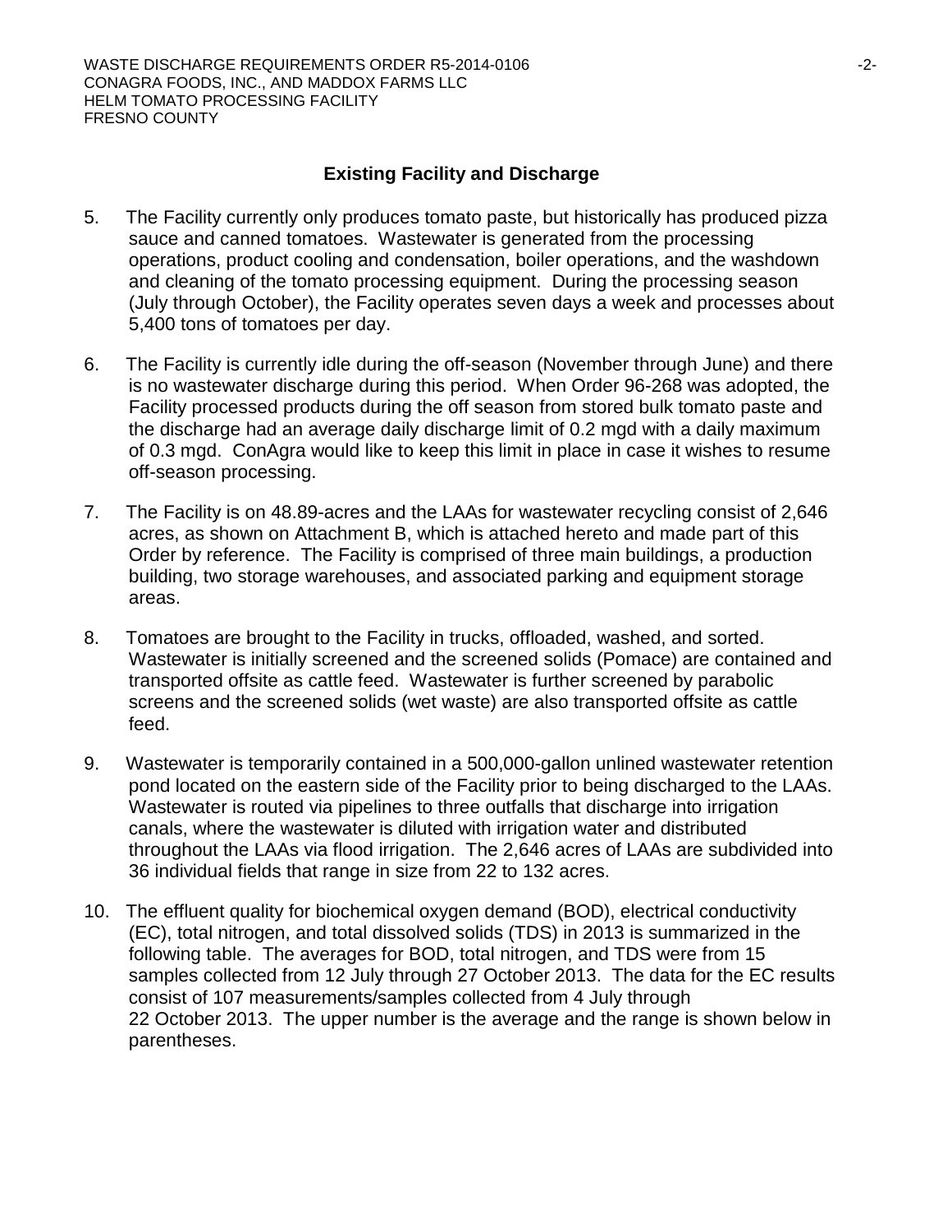## Existing Facility and Discharge

5. The Facility currently only produces tomato paste, but historically has produced pizza sauce and canned tomatoes. Wastewater is generated from the processing operations, product cooling and condensation, boiler operations, and the washdown and cleaning of the tomato processing equipment. During the processing season (July through October), the Facility operates seven days a week and processes about 5,400 tons of tomatoes per day.

6. The Facility is currently idle during the off-season (November through June) and there is no wastewater discharge during this period. When Order 96-268 was adopted, the Facility processed products during the off season from stored bulk tomato paste and the discharge had an average daily discharge limit of 0.2 mgd with a daily maximum of 0.3 mgd. ConAgra would like to keep this limit in place in case it wishes to resume off-season processing.

7. The Facility is on 48.89-acres and the LAAs for wastewater recycling consist of 2,646 acres, as shown on Attachment B, which is attached hereto and made part of this Order by reference. The Facility is comprised of three main buildings, a production building, two storage warehouses, and associated parking and equipment storage areas.

8. Tomatoes are brought to the Facility in trucks, offloaded, washed, and sorted. Wastewater is initially screened and the screened solids (Pomace) are contained and transported offsite as cattle feed. Wastewater is further screened by parabolic screens and the screened solids (wet waste) are also transported offsite as cattle feed.

9. Wastewater is temporarily contained in a 500,000-gallon unlined wastewater retention pond located on the eastern side of the Facility prior to being discharged to the LAAs. Wastewater is routed via pipelines to three outfalls that discharge into irrigation canals, where the wastewater is diluted with irrigation water and distributed throughout the LAAs via flood irrigation. The 2,646 acres of LAAs are subdivided into 36 individual fields that range in size from 22 to 132 acres.

10. The effluent quality for biochemical oxygen demand (BOD), electrical conductivity (EC), total nitrogen, and total dissolved solids (TDS) in 2013 is summarized in the following table. The averages for BOD, total nitrogen, and TDS were from 15 samples collected from 12 July through 27 October 2013. The data for the EC results consist of 107 measurements/samples collected from 4 July through 22 October 2013. The upper number is the average and the range is shown below in parentheses.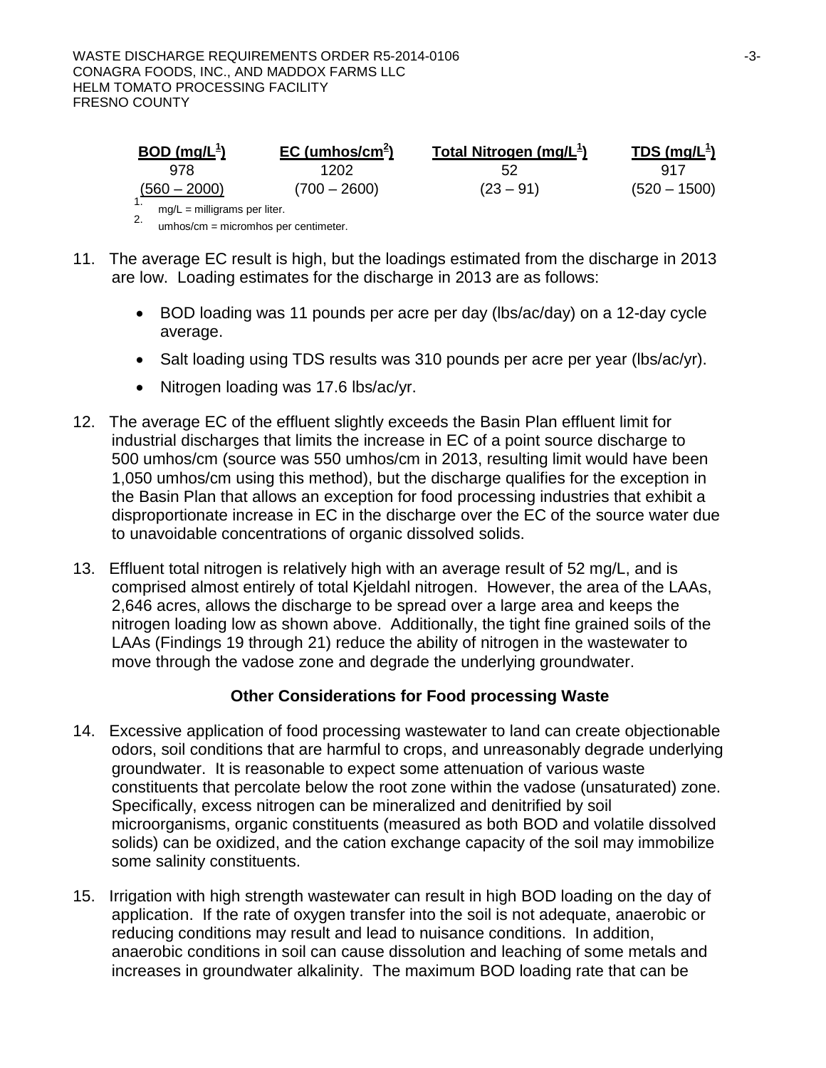| BOD (mg/L[1]) | EC (umhos/cm[2]) | Total Nitrogen (mg/L[1]) | TDS (mg/L[1]) |
|---|---|---|---|
| 978 | 1202 | 52 | 917 |
| (560 – 2000) | (700 – 2600) | (23 – 91) | (520 – 1500) |

1. mg/L = milligrams per liter.
2. umhos/cm = micromhos per centimeter.

11. The average EC result is high, but the loadings estimated from the discharge in 2013 are low. Loading estimates for the discharge in 2013 are as follows:

    - BOD loading was 11 pounds per acre per day (lbs/ac/day) on a 12-day cycle average.
    - Salt loading using TDS results was 310 pounds per acre per year (lbs/ac/yr).
    - Nitrogen loading was 17.6 lbs/ac/yr.

12. The average EC of the effluent slightly exceeds the Basin Plan effluent limit for industrial discharges that limits the increase in EC of a point source discharge to 500 umhos/cm (source was 550 umhos/cm in 2013, resulting limit would have been 1,050 umhos/cm using this method), but the discharge qualifies for the exception in the Basin Plan that allows an exception for food processing industries that exhibit a disproportionate increase in EC in the discharge over the EC of the source water due to unavoidable concentrations of organic dissolved solids.

13. Effluent total nitrogen is relatively high with an average result of 52 mg/L, and is comprised almost entirely of total Kjeldahl nitrogen. However, the area of the LAAs, 2,646 acres, allows the discharge to be spread over a large area and keeps the nitrogen loading low as shown above. Additionally, the tight fine grained soils of the LAAs (Findings 19 through 21) reduce the ability of nitrogen in the wastewater to move through the vadose zone and degrade the underlying groundwater.

### Other Considerations for Food processing Waste

14. Excessive application of food processing wastewater to land can create objectionable odors, soil conditions that are harmful to crops, and unreasonably degrade underlying groundwater. It is reasonable to expect some attenuation of various waste constituents that percolate below the root zone within the vadose (unsaturated) zone. Specifically, excess nitrogen can be mineralized and denitrified by soil microorganisms, organic constituents (measured as both BOD and volatile dissolved solids) can be oxidized, and the cation exchange capacity of the soil may immobilize some salinity constituents.

15. Irrigation with high strength wastewater can result in high BOD loading on the day of application. If the rate of oxygen transfer into the soil is not adequate, anaerobic or reducing conditions may result and lead to nuisance conditions. In addition, anaerobic conditions in soil can cause dissolution and leaching of some metals and increases in groundwater alkalinity. The maximum BOD loading rate that can be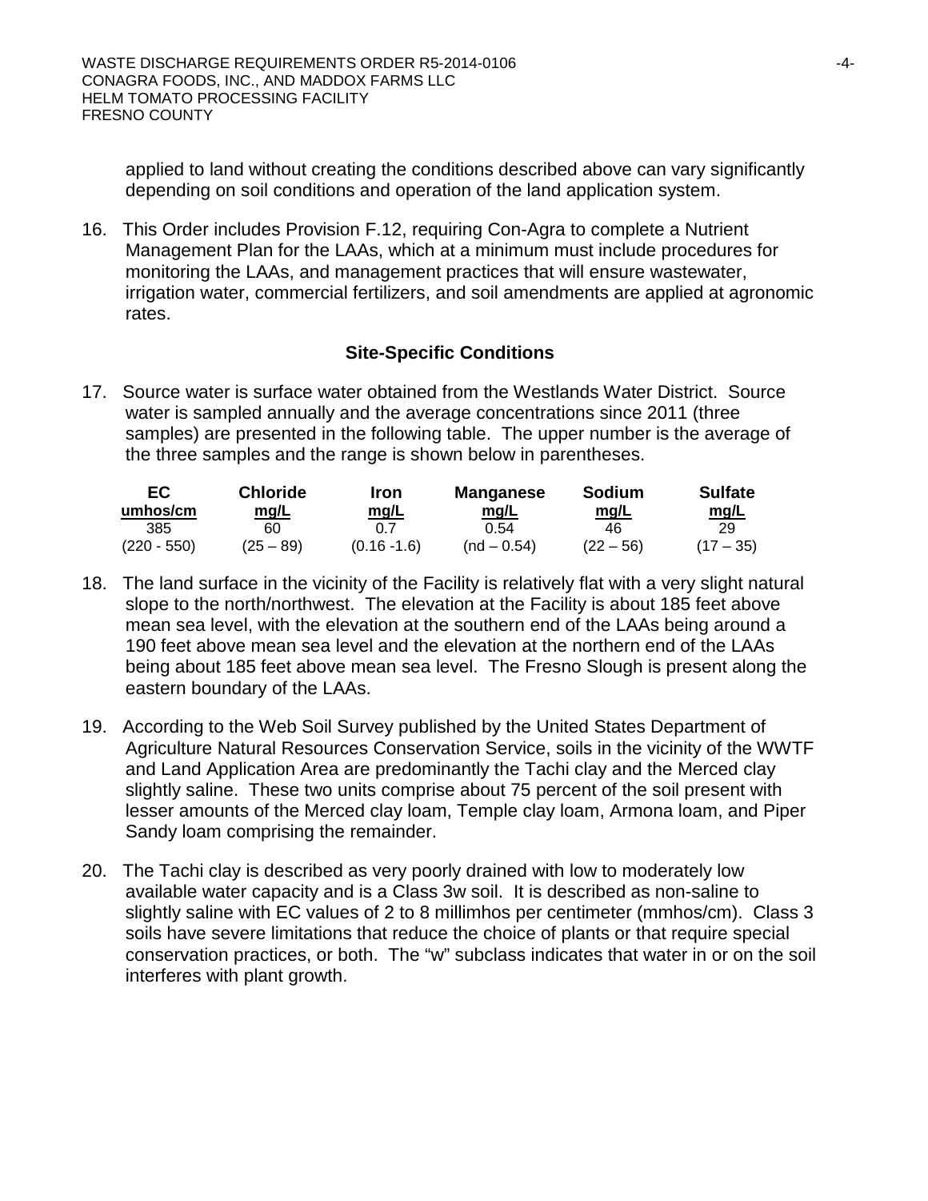applied to land without creating the conditions described above can vary significantly depending on soil conditions and operation of the land application system.

16. This Order includes Provision F.12, requiring Con-Agra to complete a Nutrient Management Plan for the LAAs, which at a minimum must include procedures for monitoring the LAAs, and management practices that will ensure wastewater, irrigation water, commercial fertilizers, and soil amendments are applied at agronomic rates.

### Site-Specific Conditions

17. Source water is surface water obtained from the Westlands Water District. Source water is sampled annually and the average concentrations since 2011 (three samples) are presented in the following table. The upper number is the average of the three samples and the range is shown below in parentheses.

| EC<br>umhos/cm | Chloride<br>mg/L | Iron<br>mg/L | Manganese<br>mg/L | Sodium<br>mg/L | Sulfate<br>mg/L |
|---|---|---|---|---|---|
| 385<br>(220 - 550) | 60<br>(25 – 89) | 0.7<br>(0.16 -1.6) | 0.54<br>(nd – 0.54) | 46<br>(22 – 56) | 29<br>(17 – 35) |

18. The land surface in the vicinity of the Facility is relatively flat with a very slight natural slope to the north/northwest. The elevation at the Facility is about 185 feet above mean sea level, with the elevation at the southern end of the LAAs being around a 190 feet above mean sea level and the elevation at the northern end of the LAAs being about 185 feet above mean sea level. The Fresno Slough is present along the eastern boundary of the LAAs.

19. According to the Web Soil Survey published by the United States Department of Agriculture Natural Resources Conservation Service, soils in the vicinity of the WWTF and Land Application Area are predominantly the Tachi clay and the Merced clay slightly saline. These two units comprise about 75 percent of the soil present with lesser amounts of the Merced clay loam, Temple clay loam, Armona loam, and Piper Sandy loam comprising the remainder.

20. The Tachi clay is described as very poorly drained with low to moderately low available water capacity and is a Class 3w soil. It is described as non-saline to slightly saline with EC values of 2 to 8 millimhos per centimeter (mmhos/cm). Class 3 soils have severe limitations that reduce the choice of plants or that require special conservation practices, or both. The "w" subclass indicates that water in or on the soil interferes with plant growth.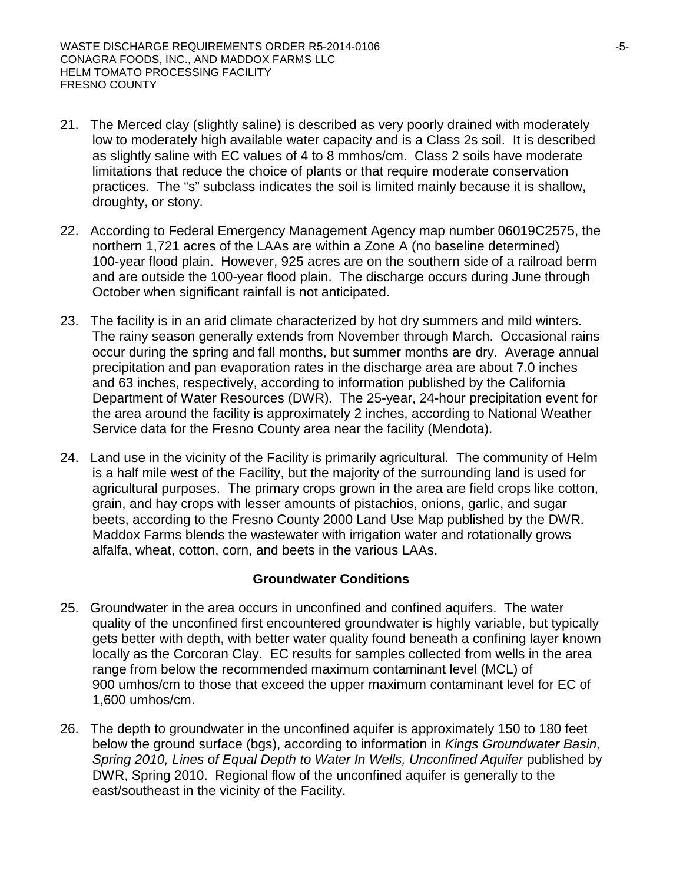21. The Merced clay (slightly saline) is described as very poorly drained with moderately low to moderately high available water capacity and is a Class 2s soil. It is described as slightly saline with EC values of 4 to 8 mmhos/cm. Class 2 soils have moderate limitations that reduce the choice of plants or that require moderate conservation practices. The "s" subclass indicates the soil is limited mainly because it is shallow, droughty, or stony.

22. According to Federal Emergency Management Agency map number 06019C2575, the northern 1,721 acres of the LAAs are within a Zone A (no baseline determined) 100-year flood plain. However, 925 acres are on the southern side of a railroad berm and are outside the 100-year flood plain. The discharge occurs during June through October when significant rainfall is not anticipated.

23. The facility is in an arid climate characterized by hot dry summers and mild winters. The rainy season generally extends from November through March. Occasional rains occur during the spring and fall months, but summer months are dry. Average annual precipitation and pan evaporation rates in the discharge area are about 7.0 inches and 63 inches, respectively, according to information published by the California Department of Water Resources (DWR). The 25-year, 24-hour precipitation event for the area around the facility is approximately 2 inches, according to National Weather Service data for the Fresno County area near the facility (Mendota).

24. Land use in the vicinity of the Facility is primarily agricultural. The community of Helm is a half mile west of the Facility, but the majority of the surrounding land is used for agricultural purposes. The primary crops grown in the area are field crops like cotton, grain, and hay crops with lesser amounts of pistachios, onions, garlic, and sugar beets, according to the Fresno County 2000 Land Use Map published by the DWR. Maddox Farms blends the wastewater with irrigation water and rotationally grows alfalfa, wheat, cotton, corn, and beets in the various LAAs.

**Groundwater Conditions**

25. Groundwater in the area occurs in unconfined and confined aquifers. The water quality of the unconfined first encountered groundwater is highly variable, but typically gets better with depth, with better water quality found beneath a confining layer known locally as the Corcoran Clay. EC results for samples collected from wells in the area range from below the recommended maximum contaminant level (MCL) of 900 umhos/cm to those that exceed the upper maximum contaminant level for EC of 1,600 umhos/cm.

26. The depth to groundwater in the unconfined aquifer is approximately 150 to 180 feet below the ground surface (bgs), according to information in *Kings Groundwater Basin, Spring 2010, Lines of Equal Depth to Water In Wells, Unconfined Aquifer* published by DWR, Spring 2010. Regional flow of the unconfined aquifer is generally to the east/southeast in the vicinity of the Facility.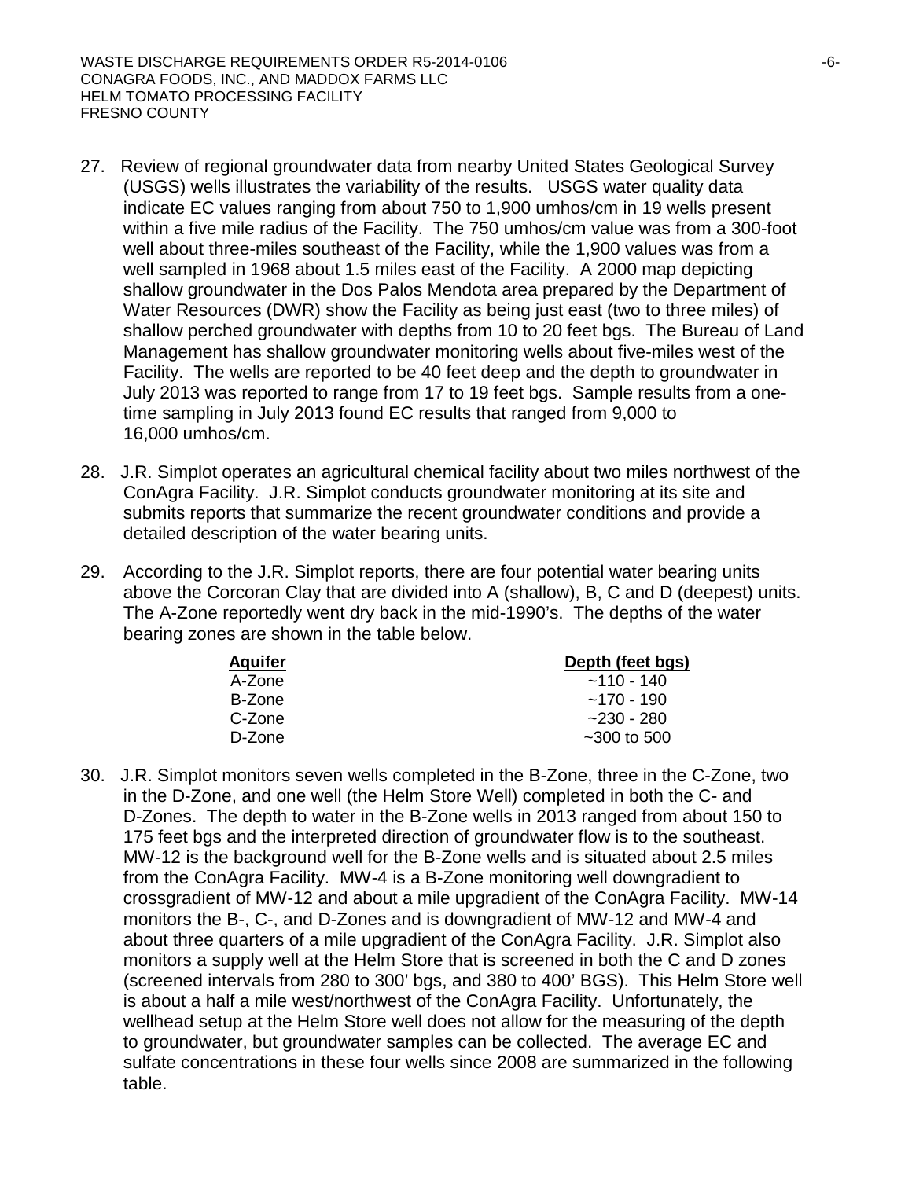27. Review of regional groundwater data from nearby United States Geological Survey (USGS) wells illustrates the variability of the results. USGS water quality data indicate EC values ranging from about 750 to 1,900 umhos/cm in 19 wells present within a five mile radius of the Facility. The 750 umhos/cm value was from a 300-foot well about three-miles southeast of the Facility, while the 1,900 values was from a well sampled in 1968 about 1.5 miles east of the Facility. A 2000 map depicting shallow groundwater in the Dos Palos Mendota area prepared by the Department of Water Resources (DWR) show the Facility as being just east (two to three miles) of shallow perched groundwater with depths from 10 to 20 feet bgs. The Bureau of Land Management has shallow groundwater monitoring wells about five-miles west of the Facility. The wells are reported to be 40 feet deep and the depth to groundwater in July 2013 was reported to range from 17 to 19 feet bgs. Sample results from a one-time sampling in July 2013 found EC results that ranged from 9,000 to 16,000 umhos/cm.

28. J.R. Simplot operates an agricultural chemical facility about two miles northwest of the ConAgra Facility. J.R. Simplot conducts groundwater monitoring at its site and submits reports that summarize the recent groundwater conditions and provide a detailed description of the water bearing units.

29. According to the J.R. Simplot reports, there are four potential water bearing units above the Corcoran Clay that are divided into A (shallow), B, C and D (deepest) units. The A-Zone reportedly went dry back in the mid-1990's. The depths of the water bearing zones are shown in the table below.

| Aquifer | Depth (feet bgs) |
|---|---|
| A-Zone | ~110 - 140 |
| B-Zone | ~170 - 190 |
| C-Zone | ~230 - 280 |
| D-Zone | ~300 to 500 |

30. J.R. Simplot monitors seven wells completed in the B-Zone, three in the C-Zone, two in the D-Zone, and one well (the Helm Store Well) completed in both the C- and D-Zones. The depth to water in the B-Zone wells in 2013 ranged from about 150 to 175 feet bgs and the interpreted direction of groundwater flow is to the southeast. MW-12 is the background well for the B-Zone wells and is situated about 2.5 miles from the ConAgra Facility. MW-4 is a B-Zone monitoring well downgradient to crossgradient of MW-12 and about a mile upgradient of the ConAgra Facility. MW-14 monitors the B-, C-, and D-Zones and is downgradient of MW-12 and MW-4 and about three quarters of a mile upgradient of the ConAgra Facility. J.R. Simplot also monitors a supply well at the Helm Store that is screened in both the C and D zones (screened intervals from 280 to 300' bgs, and 380 to 400' BGS). This Helm Store well is about a half a mile west/northwest of the ConAgra Facility. Unfortunately, the wellhead setup at the Helm Store well does not allow for the measuring of the depth to groundwater, but groundwater samples can be collected. The average EC and sulfate concentrations in these four wells since 2008 are summarized in the following table.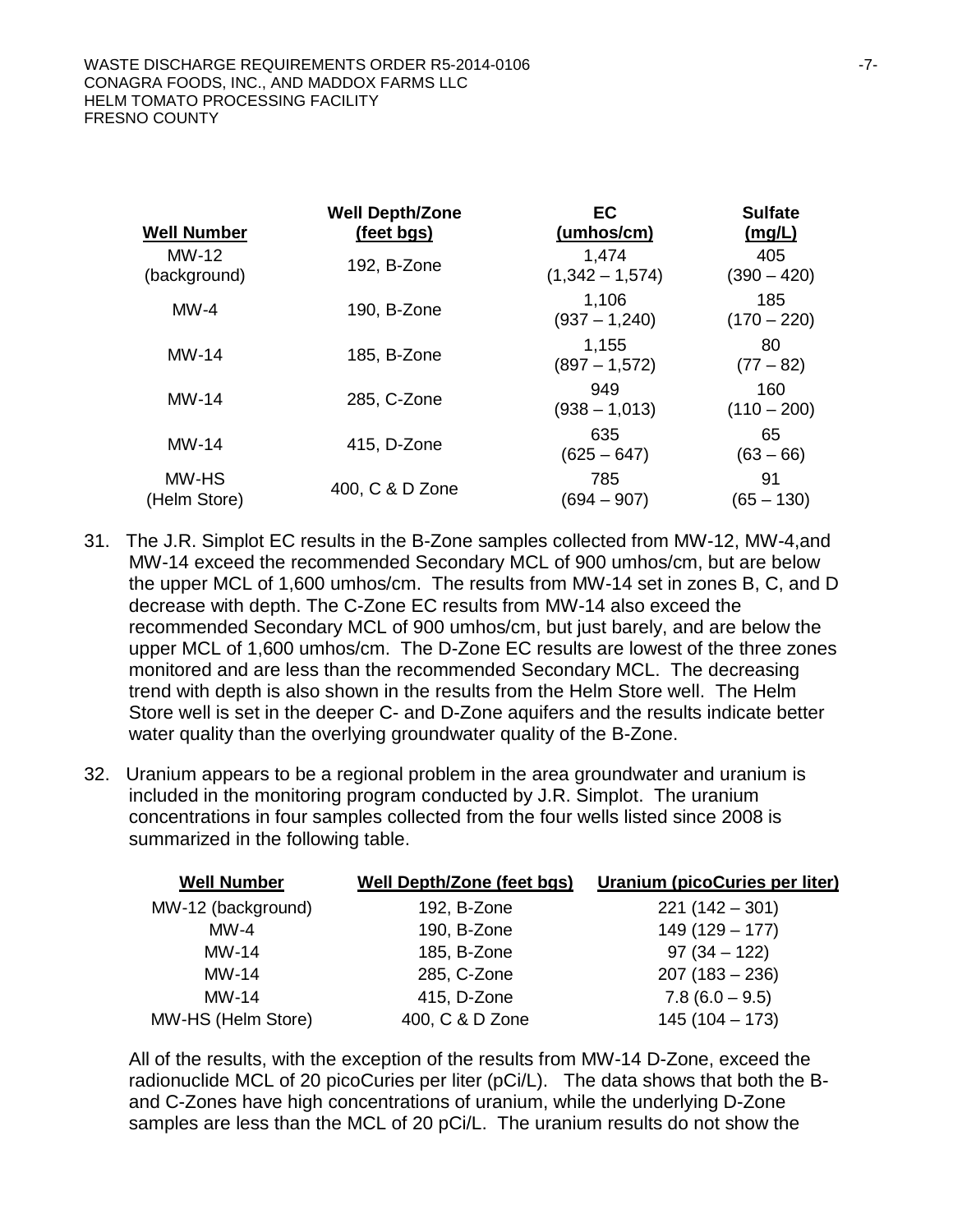| Well Number | Well Depth/Zone (feet bgs) | EC (umhos/cm) | Sulfate (mg/L) |
|---|---|---|---|
| MW-12 (background) | 192, B-Zone | 1,474 (1,342 – 1,574) | 405 (390 – 420) |
| MW-4 | 190, B-Zone | 1,106 (937 – 1,240) | 185 (170 – 220) |
| MW-14 | 185, B-Zone | 1,155 (897 – 1,572) | 80 (77 – 82) |
| MW-14 | 285, C-Zone | 949 (938 – 1,013) | 160 (110 – 200) |
| MW-14 | 415, D-Zone | 635 (625 – 647) | 65 (63 – 66) |
| MW-HS (Helm Store) | 400, C & D Zone | 785 (694 – 907) | 91 (65 – 130) |

31. The J.R. Simplot EC results in the B-Zone samples collected from MW-12, MW-4,and MW-14 exceed the recommended Secondary MCL of 900 umhos/cm, but are below the upper MCL of 1,600 umhos/cm. The results from MW-14 set in zones B, C, and D decrease with depth. The C-Zone EC results from MW-14 also exceed the recommended Secondary MCL of 900 umhos/cm, but just barely, and are below the upper MCL of 1,600 umhos/cm. The D-Zone EC results are lowest of the three zones monitored and are less than the recommended Secondary MCL. The decreasing trend with depth is also shown in the results from the Helm Store well. The Helm Store well is set in the deeper C- and D-Zone aquifers and the results indicate better water quality than the overlying groundwater quality of the B-Zone.

32. Uranium appears to be a regional problem in the area groundwater and uranium is included in the monitoring program conducted by J.R. Simplot. The uranium concentrations in four samples collected from the four wells listed since 2008 is summarized in the following table.

| Well Number | Well Depth/Zone (feet bgs) | Uranium (picoCuries per liter) |
|---|---|---|
| MW-12 (background) | 192, B-Zone | 221 (142 – 301) |
| MW-4 | 190, B-Zone | 149 (129 – 177) |
| MW-14 | 185, B-Zone | 97 (34 – 122) |
| MW-14 | 285, C-Zone | 207 (183 – 236) |
| MW-14 | 415, D-Zone | 7.8 (6.0 – 9.5) |
| MW-HS (Helm Store) | 400, C & D Zone | 145 (104 – 173) |

All of the results, with the exception of the results from MW-14 D-Zone, exceed the radionuclide MCL of 20 picoCuries per liter (pCi/L). The data shows that both the B- and C-Zones have high concentrations of uranium, while the underlying D-Zone samples are less than the MCL of 20 pCi/L. The uranium results do not show the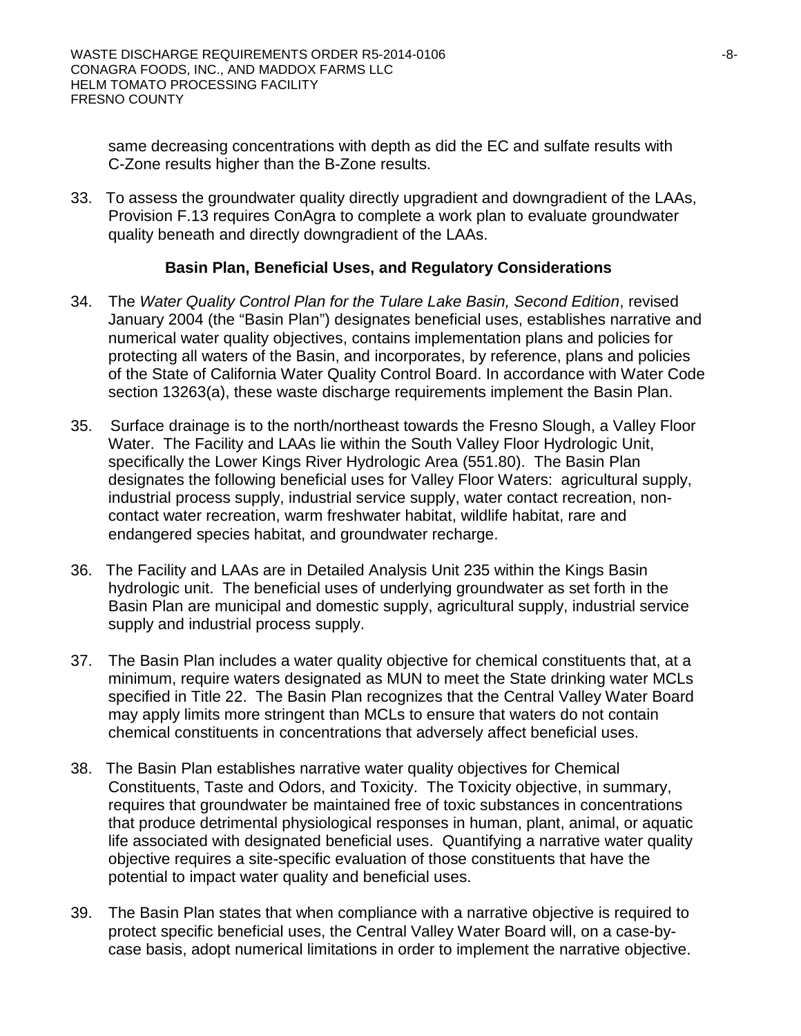same decreasing concentrations with depth as did the EC and sulfate results with C-Zone results higher than the B-Zone results.

33. To assess the groundwater quality directly upgradient and downgradient of the LAAs, Provision F.13 requires ConAgra to complete a work plan to evaluate groundwater quality beneath and directly downgradient of the LAAs.

## Basin Plan, Beneficial Uses, and Regulatory Considerations

34. The *Water Quality Control Plan for the Tulare Lake Basin, Second Edition*, revised January 2004 (the "Basin Plan") designates beneficial uses, establishes narrative and numerical water quality objectives, contains implementation plans and policies for protecting all waters of the Basin, and incorporates, by reference, plans and policies of the State of California Water Quality Control Board. In accordance with Water Code section 13263(a), these waste discharge requirements implement the Basin Plan.

35. Surface drainage is to the north/northeast towards the Fresno Slough, a Valley Floor Water. The Facility and LAAs lie within the South Valley Floor Hydrologic Unit, specifically the Lower Kings River Hydrologic Area (551.80). The Basin Plan designates the following beneficial uses for Valley Floor Waters: agricultural supply, industrial process supply, industrial service supply, water contact recreation, non-contact water recreation, warm freshwater habitat, wildlife habitat, rare and endangered species habitat, and groundwater recharge.

36. The Facility and LAAs are in Detailed Analysis Unit 235 within the Kings Basin hydrologic unit. The beneficial uses of underlying groundwater as set forth in the Basin Plan are municipal and domestic supply, agricultural supply, industrial service supply and industrial process supply.

37. The Basin Plan includes a water quality objective for chemical constituents that, at a minimum, require waters designated as MUN to meet the State drinking water MCLs specified in Title 22. The Basin Plan recognizes that the Central Valley Water Board may apply limits more stringent than MCLs to ensure that waters do not contain chemical constituents in concentrations that adversely affect beneficial uses.

38. The Basin Plan establishes narrative water quality objectives for Chemical Constituents, Taste and Odors, and Toxicity. The Toxicity objective, in summary, requires that groundwater be maintained free of toxic substances in concentrations that produce detrimental physiological responses in human, plant, animal, or aquatic life associated with designated beneficial uses. Quantifying a narrative water quality objective requires a site-specific evaluation of those constituents that have the potential to impact water quality and beneficial uses.

39. The Basin Plan states that when compliance with a narrative objective is required to protect specific beneficial uses, the Central Valley Water Board will, on a case-by-case basis, adopt numerical limitations in order to implement the narrative objective.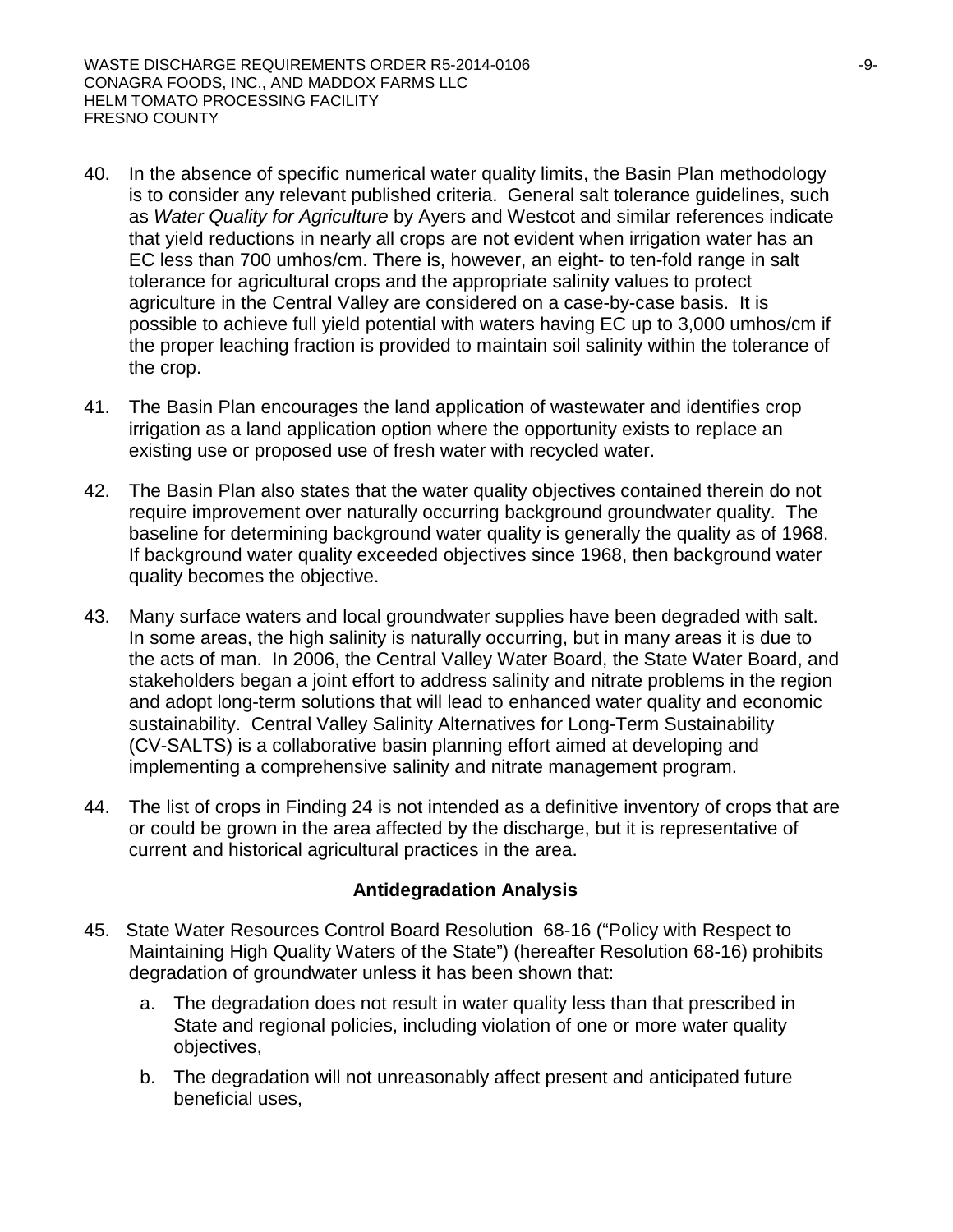40. In the absence of specific numerical water quality limits, the Basin Plan methodology is to consider any relevant published criteria. General salt tolerance guidelines, such as *Water Quality for Agriculture* by Ayers and Westcot and similar references indicate that yield reductions in nearly all crops are not evident when irrigation water has an EC less than 700 umhos/cm. There is, however, an eight- to ten-fold range in salt tolerance for agricultural crops and the appropriate salinity values to protect agriculture in the Central Valley are considered on a case-by-case basis. It is possible to achieve full yield potential with waters having EC up to 3,000 umhos/cm if the proper leaching fraction is provided to maintain soil salinity within the tolerance of the crop.

41. The Basin Plan encourages the land application of wastewater and identifies crop irrigation as a land application option where the opportunity exists to replace an existing use or proposed use of fresh water with recycled water.

42. The Basin Plan also states that the water quality objectives contained therein do not require improvement over naturally occurring background groundwater quality. The baseline for determining background water quality is generally the quality as of 1968. If background water quality exceeded objectives since 1968, then background water quality becomes the objective.

43. Many surface waters and local groundwater supplies have been degraded with salt. In some areas, the high salinity is naturally occurring, but in many areas it is due to the acts of man. In 2006, the Central Valley Water Board, the State Water Board, and stakeholders began a joint effort to address salinity and nitrate problems in the region and adopt long-term solutions that will lead to enhanced water quality and economic sustainability. Central Valley Salinity Alternatives for Long-Term Sustainability (CV-SALTS) is a collaborative basin planning effort aimed at developing and implementing a comprehensive salinity and nitrate management program.

44. The list of crops in Finding 24 is not intended as a definitive inventory of crops that are or could be grown in the area affected by the discharge, but it is representative of current and historical agricultural practices in the area.

### Antidegradation Analysis

45. State Water Resources Control Board Resolution 68-16 ("Policy with Respect to Maintaining High Quality Waters of the State") (hereafter Resolution 68-16) prohibits degradation of groundwater unless it has been shown that:

    a. The degradation does not result in water quality less than that prescribed in State and regional policies, including violation of one or more water quality objectives,

    b. The degradation will not unreasonably affect present and anticipated future beneficial uses,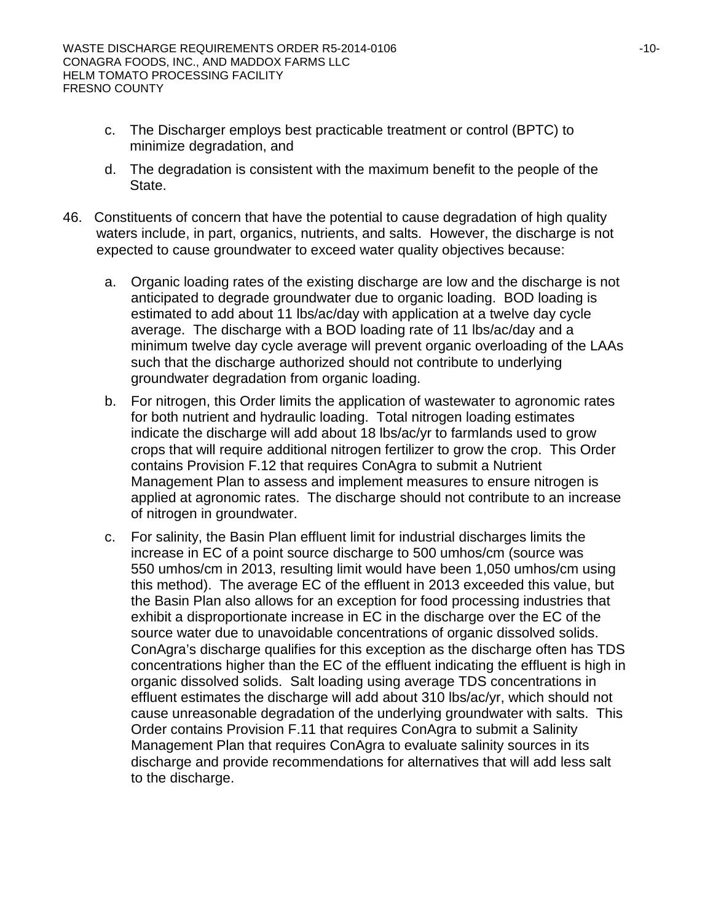c. The Discharger employs best practicable treatment or control (BPTC) to minimize degradation, and

d. The degradation is consistent with the maximum benefit to the people of the State.

46. Constituents of concern that have the potential to cause degradation of high quality waters include, in part, organics, nutrients, and salts. However, the discharge is not expected to cause groundwater to exceed water quality objectives because:

   a. Organic loading rates of the existing discharge are low and the discharge is not anticipated to degrade groundwater due to organic loading. BOD loading is estimated to add about 11 lbs/ac/day with application at a twelve day cycle average. The discharge with a BOD loading rate of 11 lbs/ac/day and a minimum twelve day cycle average will prevent organic overloading of the LAAs such that the discharge authorized should not contribute to underlying groundwater degradation from organic loading.

   b. For nitrogen, this Order limits the application of wastewater to agronomic rates for both nutrient and hydraulic loading. Total nitrogen loading estimates indicate the discharge will add about 18 lbs/ac/yr to farmlands used to grow crops that will require additional nitrogen fertilizer to grow the crop. This Order contains Provision F.12 that requires ConAgra to submit a Nutrient Management Plan to assess and implement measures to ensure nitrogen is applied at agronomic rates. The discharge should not contribute to an increase of nitrogen in groundwater.

   c. For salinity, the Basin Plan effluent limit for industrial discharges limits the increase in EC of a point source discharge to 500 umhos/cm (source was 550 umhos/cm in 2013, resulting limit would have been 1,050 umhos/cm using this method). The average EC of the effluent in 2013 exceeded this value, but the Basin Plan also allows for an exception for food processing industries that exhibit a disproportionate increase in EC in the discharge over the EC of the source water due to unavoidable concentrations of organic dissolved solids. ConAgra's discharge qualifies for this exception as the discharge often has TDS concentrations higher than the EC of the effluent indicating the effluent is high in organic dissolved solids. Salt loading using average TDS concentrations in effluent estimates the discharge will add about 310 lbs/ac/yr, which should not cause unreasonable degradation of the underlying groundwater with salts. This Order contains Provision F.11 that requires ConAgra to submit a Salinity Management Plan that requires ConAgra to evaluate salinity sources in its discharge and provide recommendations for alternatives that will add less salt to the discharge.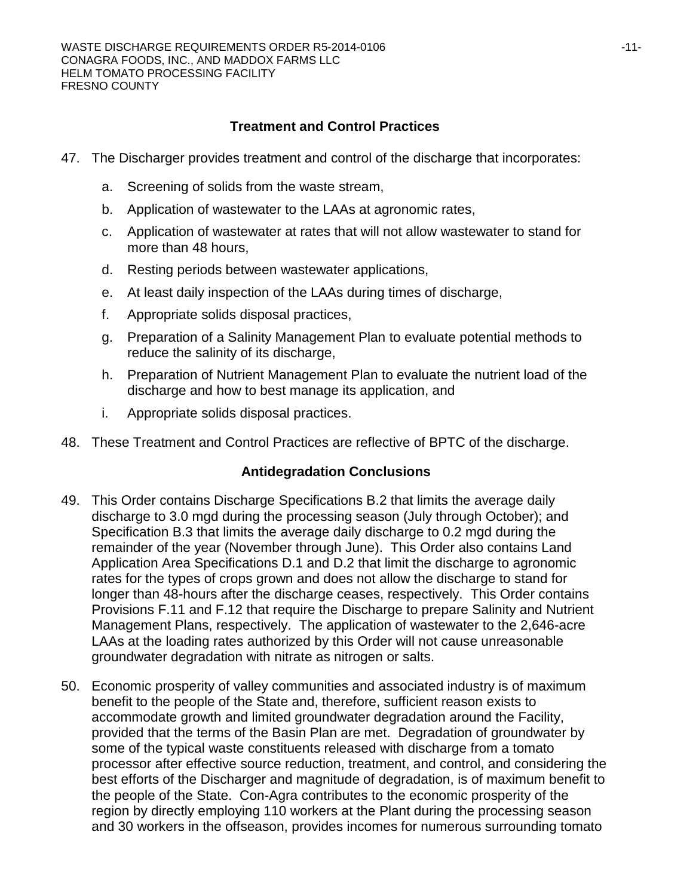### Treatment and Control Practices

47. The Discharger provides treatment and control of the discharge that incorporates:

    a. Screening of solids from the waste stream,

    b. Application of wastewater to the LAAs at agronomic rates,

    c. Application of wastewater at rates that will not allow wastewater to stand for more than 48 hours,

    d. Resting periods between wastewater applications,

    e. At least daily inspection of the LAAs during times of discharge,

    f. Appropriate solids disposal practices,

    g. Preparation of a Salinity Management Plan to evaluate potential methods to reduce the salinity of its discharge,

    h. Preparation of Nutrient Management Plan to evaluate the nutrient load of the discharge and how to best manage its application, and

    i. Appropriate solids disposal practices.

48. These Treatment and Control Practices are reflective of BPTC of the discharge.

### Antidegradation Conclusions

49. This Order contains Discharge Specifications B.2 that limits the average daily discharge to 3.0 mgd during the processing season (July through October); and Specification B.3 that limits the average daily discharge to 0.2 mgd during the remainder of the year (November through June). This Order also contains Land Application Area Specifications D.1 and D.2 that limit the discharge to agronomic rates for the types of crops grown and does not allow the discharge to stand for longer than 48-hours after the discharge ceases, respectively. This Order contains Provisions F.11 and F.12 that require the Discharge to prepare Salinity and Nutrient Management Plans, respectively. The application of wastewater to the 2,646-acre LAAs at the loading rates authorized by this Order will not cause unreasonable groundwater degradation with nitrate as nitrogen or salts.

50. Economic prosperity of valley communities and associated industry is of maximum benefit to the people of the State and, therefore, sufficient reason exists to accommodate growth and limited groundwater degradation around the Facility, provided that the terms of the Basin Plan are met. Degradation of groundwater by some of the typical waste constituents released with discharge from a tomato processor after effective source reduction, treatment, and control, and considering the best efforts of the Discharger and magnitude of degradation, is of maximum benefit to the people of the State. Con-Agra contributes to the economic prosperity of the region by directly employing 110 workers at the Plant during the processing season and 30 workers in the offseason, provides incomes for numerous surrounding tomato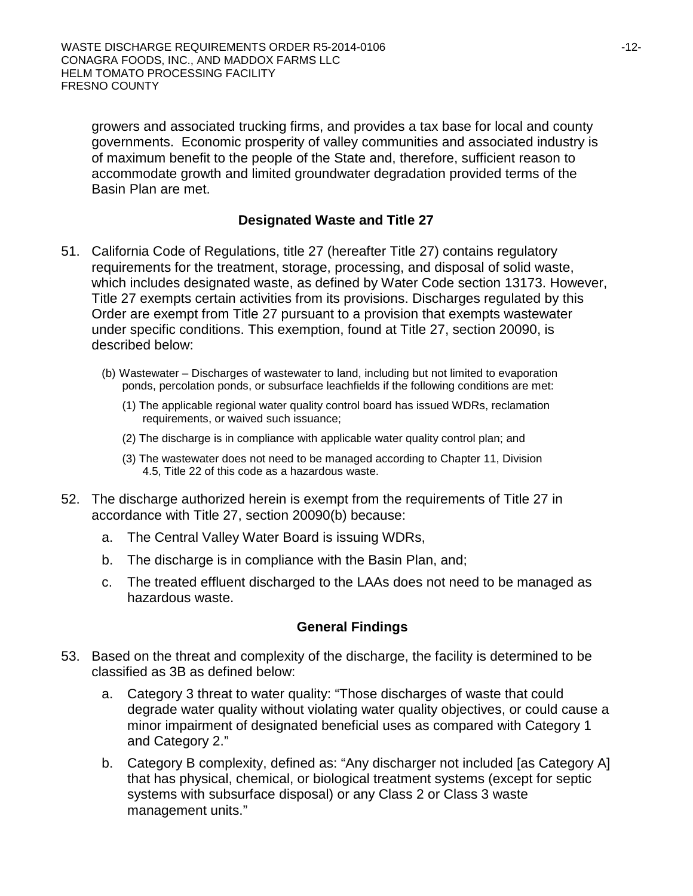growers and associated trucking firms, and provides a tax base for local and county governments. Economic prosperity of valley communities and associated industry is of maximum benefit to the people of the State and, therefore, sufficient reason to accommodate growth and limited groundwater degradation provided terms of the Basin Plan are met.

## Designated Waste and Title 27

51. California Code of Regulations, title 27 (hereafter Title 27) contains regulatory requirements for the treatment, storage, processing, and disposal of solid waste, which includes designated waste, as defined by Water Code section 13173. However, Title 27 exempts certain activities from its provisions. Discharges regulated by this Order are exempt from Title 27 pursuant to a provision that exempts wastewater under specific conditions. This exemption, found at Title 27, section 20090, is described below:

    (b) Wastewater – Discharges of wastewater to land, including but not limited to evaporation ponds, percolation ponds, or subsurface leachfields if the following conditions are met:

    (1) The applicable regional water quality control board has issued WDRs, reclamation requirements, or waived such issuance;

    (2) The discharge is in compliance with applicable water quality control plan; and

    (3) The wastewater does not need to be managed according to Chapter 11, Division 4.5, Title 22 of this code as a hazardous waste.

52. The discharge authorized herein is exempt from the requirements of Title 27 in accordance with Title 27, section 20090(b) because:

    a. The Central Valley Water Board is issuing WDRs,

    b. The discharge is in compliance with the Basin Plan, and;

    c. The treated effluent discharged to the LAAs does not need to be managed as hazardous waste.

## General Findings

53. Based on the threat and complexity of the discharge, the facility is determined to be classified as 3B as defined below:

    a. Category 3 threat to water quality: "Those discharges of waste that could degrade water quality without violating water quality objectives, or could cause a minor impairment of designated beneficial uses as compared with Category 1 and Category 2."

    b. Category B complexity, defined as: "Any discharger not included [as Category A] that has physical, chemical, or biological treatment systems (except for septic systems with subsurface disposal) or any Class 2 or Class 3 waste management units."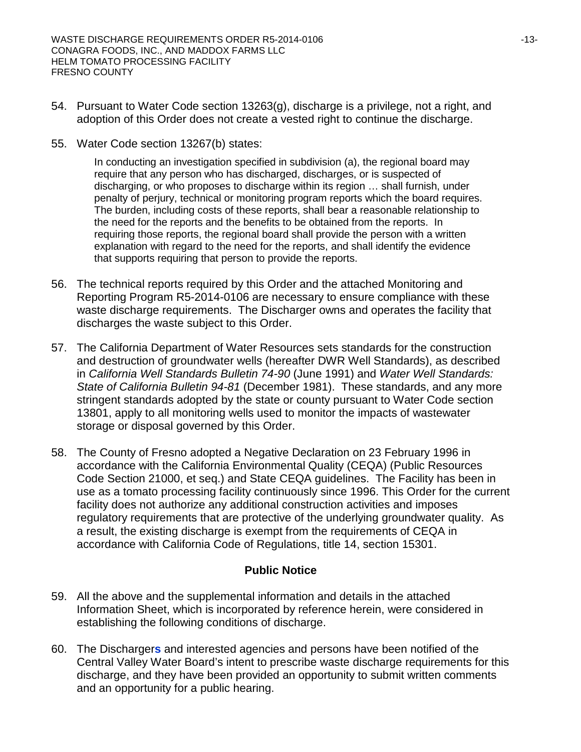54. Pursuant to Water Code section 13263(g), discharge is a privilege, not a right, and adoption of this Order does not create a vested right to continue the discharge.

55. Water Code section 13267(b) states:

    In conducting an investigation specified in subdivision (a), the regional board may require that any person who has discharged, discharges, or is suspected of discharging, or who proposes to discharge within its region … shall furnish, under penalty of perjury, technical or monitoring program reports which the board requires. The burden, including costs of these reports, shall bear a reasonable relationship to the need for the reports and the benefits to be obtained from the reports. In requiring those reports, the regional board shall provide the person with a written explanation with regard to the need for the reports, and shall identify the evidence that supports requiring that person to provide the reports.

56. The technical reports required by this Order and the attached Monitoring and Reporting Program R5-2014-0106 are necessary to ensure compliance with these waste discharge requirements. The Discharger owns and operates the facility that discharges the waste subject to this Order.

57. The California Department of Water Resources sets standards for the construction and destruction of groundwater wells (hereafter DWR Well Standards), as described in *California Well Standards Bulletin 74-90* (June 1991) and *Water Well Standards: State of California Bulletin 94-81* (December 1981). These standards, and any more stringent standards adopted by the state or county pursuant to Water Code section 13801, apply to all monitoring wells used to monitor the impacts of wastewater storage or disposal governed by this Order.

58. The County of Fresno adopted a Negative Declaration on 23 February 1996 in accordance with the California Environmental Quality (CEQA) (Public Resources Code Section 21000, et seq.) and State CEQA guidelines. The Facility has been in use as a tomato processing facility continuously since 1996. This Order for the current facility does not authorize any additional construction activities and imposes regulatory requirements that are protective of the underlying groundwater quality. As a result, the existing discharge is exempt from the requirements of CEQA in accordance with California Code of Regulations, title 14, section 15301.

## Public Notice

59. All the above and the supplemental information and details in the attached Information Sheet, which is incorporated by reference herein, were considered in establishing the following conditions of discharge.

60. The Discharger**s** and interested agencies and persons have been notified of the Central Valley Water Board's intent to prescribe waste discharge requirements for this discharge, and they have been provided an opportunity to submit written comments and an opportunity for a public hearing.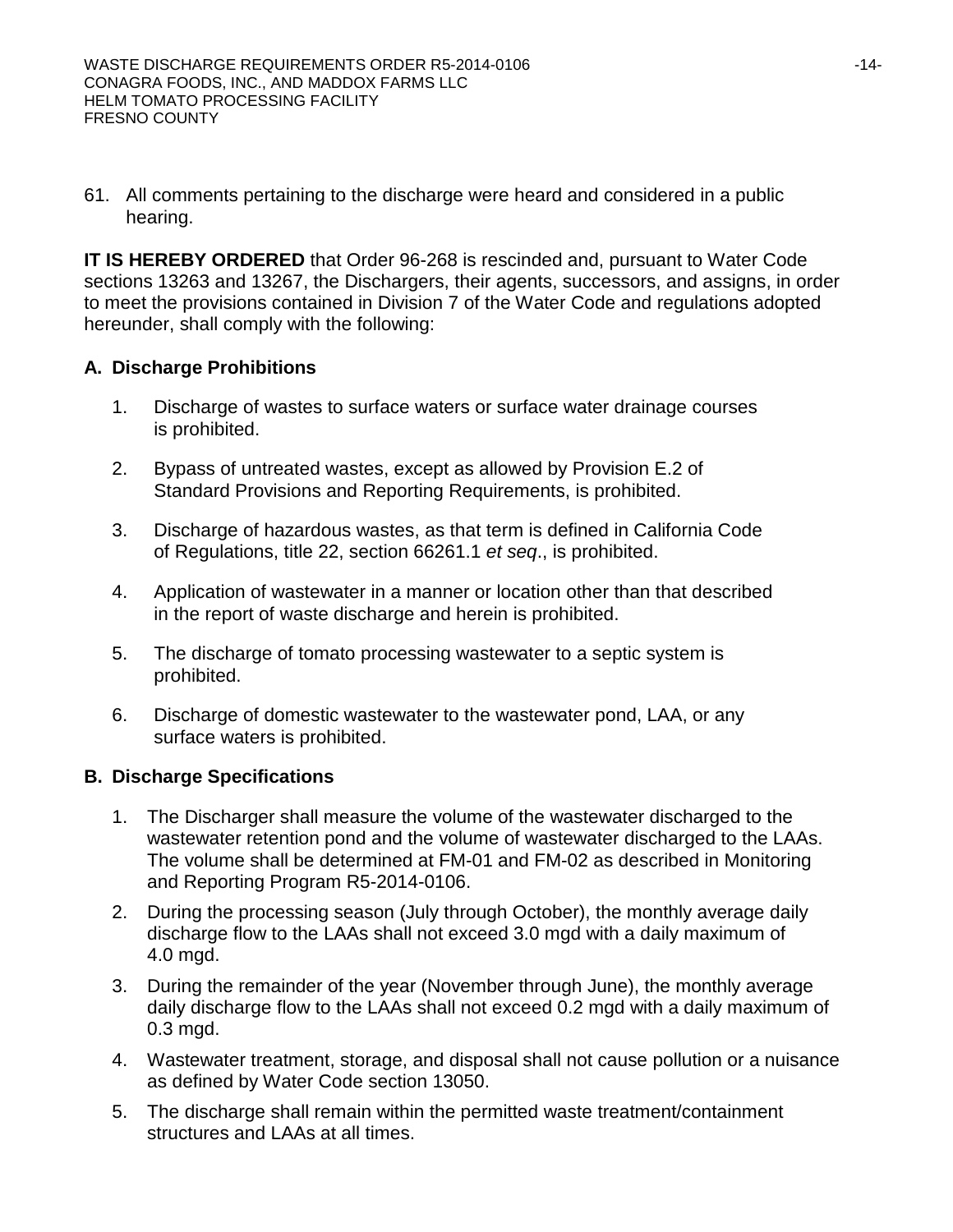61. All comments pertaining to the discharge were heard and considered in a public hearing.

**IT IS HEREBY ORDERED** that Order 96-268 is rescinded and, pursuant to Water Code sections 13263 and 13267, the Dischargers, their agents, successors, and assigns, in order to meet the provisions contained in Division 7 of the Water Code and regulations adopted hereunder, shall comply with the following:

## A. Discharge Prohibitions

1. Discharge of wastes to surface waters or surface water drainage courses is prohibited.

2. Bypass of untreated wastes, except as allowed by Provision E.2 of Standard Provisions and Reporting Requirements, is prohibited.

3. Discharge of hazardous wastes, as that term is defined in California Code of Regulations, title 22, section 66261.1 *et seq*., is prohibited.

4. Application of wastewater in a manner or location other than that described in the report of waste discharge and herein is prohibited.

5. The discharge of tomato processing wastewater to a septic system is prohibited.

6. Discharge of domestic wastewater to the wastewater pond, LAA, or any surface waters is prohibited.

## B. Discharge Specifications

1. The Discharger shall measure the volume of the wastewater discharged to the wastewater retention pond and the volume of wastewater discharged to the LAAs. The volume shall be determined at FM-01 and FM-02 as described in Monitoring and Reporting Program R5-2014-0106.
2. During the processing season (July through October), the monthly average daily discharge flow to the LAAs shall not exceed 3.0 mgd with a daily maximum of 4.0 mgd.
3. During the remainder of the year (November through June), the monthly average daily discharge flow to the LAAs shall not exceed 0.2 mgd with a daily maximum of 0.3 mgd.
4. Wastewater treatment, storage, and disposal shall not cause pollution or a nuisance as defined by Water Code section 13050.
5. The discharge shall remain within the permitted waste treatment/containment structures and LAAs at all times.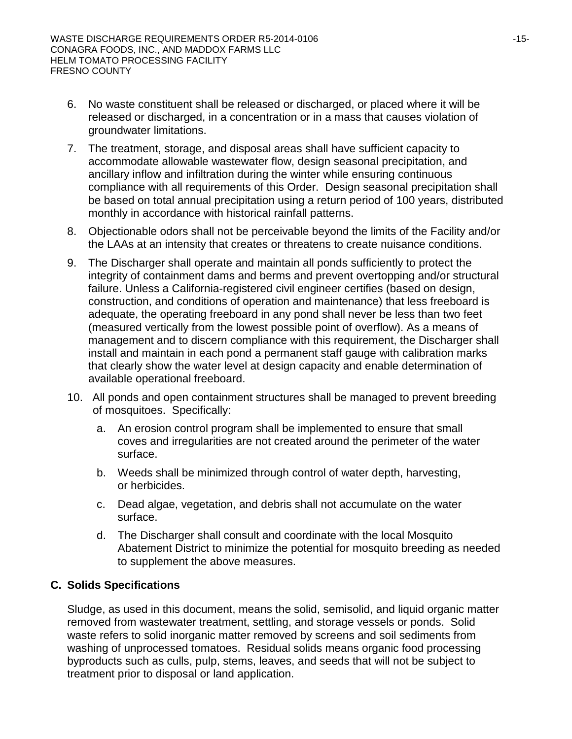6. No waste constituent shall be released or discharged, or placed where it will be released or discharged, in a concentration or in a mass that causes violation of groundwater limitations.

7. The treatment, storage, and disposal areas shall have sufficient capacity to accommodate allowable wastewater flow, design seasonal precipitation, and ancillary inflow and infiltration during the winter while ensuring continuous compliance with all requirements of this Order. Design seasonal precipitation shall be based on total annual precipitation using a return period of 100 years, distributed monthly in accordance with historical rainfall patterns.

8. Objectionable odors shall not be perceivable beyond the limits of the Facility and/or the LAAs at an intensity that creates or threatens to create nuisance conditions.

9. The Discharger shall operate and maintain all ponds sufficiently to protect the integrity of containment dams and berms and prevent overtopping and/or structural failure. Unless a California-registered civil engineer certifies (based on design, construction, and conditions of operation and maintenance) that less freeboard is adequate, the operating freeboard in any pond shall never be less than two feet (measured vertically from the lowest possible point of overflow). As a means of management and to discern compliance with this requirement, the Discharger shall install and maintain in each pond a permanent staff gauge with calibration marks that clearly show the water level at design capacity and enable determination of available operational freeboard.

10. All ponds and open containment structures shall be managed to prevent breeding of mosquitoes. Specifically:

    a. An erosion control program shall be implemented to ensure that small coves and irregularities are not created around the perimeter of the water surface.

    b. Weeds shall be minimized through control of water depth, harvesting, or herbicides.

    c. Dead algae, vegetation, and debris shall not accumulate on the water surface.

    d. The Discharger shall consult and coordinate with the local Mosquito Abatement District to minimize the potential for mosquito breeding as needed to supplement the above measures.

## C. Solids Specifications

Sludge, as used in this document, means the solid, semisolid, and liquid organic matter removed from wastewater treatment, settling, and storage vessels or ponds. Solid waste refers to solid inorganic matter removed by screens and soil sediments from washing of unprocessed tomatoes. Residual solids means organic food processing byproducts such as culls, pulp, stems, leaves, and seeds that will not be subject to treatment prior to disposal or land application.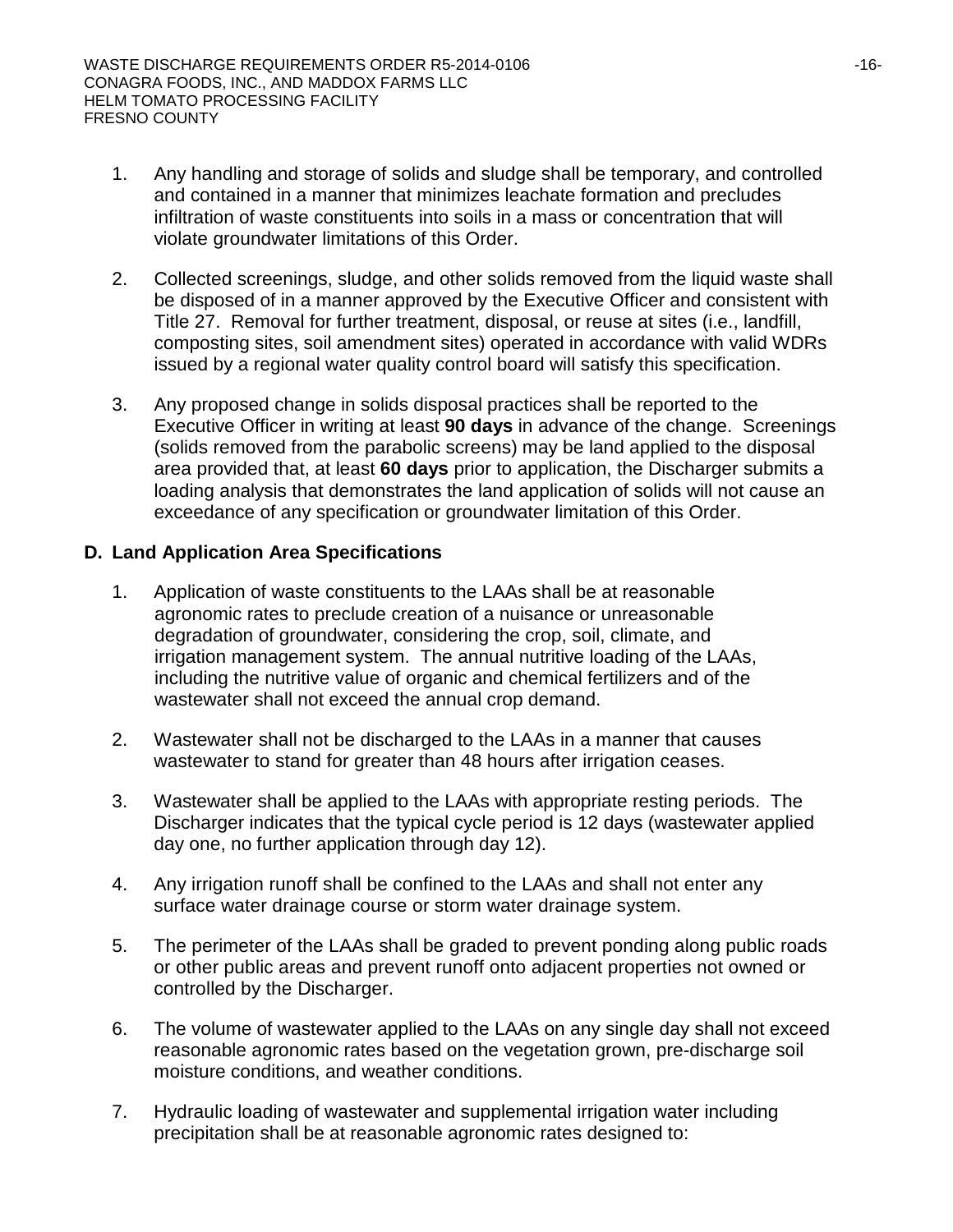1. Any handling and storage of solids and sludge shall be temporary, and controlled and contained in a manner that minimizes leachate formation and precludes infiltration of waste constituents into soils in a mass or concentration that will violate groundwater limitations of this Order.

2. Collected screenings, sludge, and other solids removed from the liquid waste shall be disposed of in a manner approved by the Executive Officer and consistent with Title 27. Removal for further treatment, disposal, or reuse at sites (i.e., landfill, composting sites, soil amendment sites) operated in accordance with valid WDRs issued by a regional water quality control board will satisfy this specification.

3. Any proposed change in solids disposal practices shall be reported to the Executive Officer in writing at least **90 days** in advance of the change. Screenings (solids removed from the parabolic screens) may be land applied to the disposal area provided that, at least **60 days** prior to application, the Discharger submits a loading analysis that demonstrates the land application of solids will not cause an exceedance of any specification or groundwater limitation of this Order.

## D. Land Application Area Specifications

1. Application of waste constituents to the LAAs shall be at reasonable agronomic rates to preclude creation of a nuisance or unreasonable degradation of groundwater, considering the crop, soil, climate, and irrigation management system. The annual nutritive loading of the LAAs, including the nutritive value of organic and chemical fertilizers and of the wastewater shall not exceed the annual crop demand.

2. Wastewater shall not be discharged to the LAAs in a manner that causes wastewater to stand for greater than 48 hours after irrigation ceases.

3. Wastewater shall be applied to the LAAs with appropriate resting periods. The Discharger indicates that the typical cycle period is 12 days (wastewater applied day one, no further application through day 12).

4. Any irrigation runoff shall be confined to the LAAs and shall not enter any surface water drainage course or storm water drainage system.

5. The perimeter of the LAAs shall be graded to prevent ponding along public roads or other public areas and prevent runoff onto adjacent properties not owned or controlled by the Discharger.

6. The volume of wastewater applied to the LAAs on any single day shall not exceed reasonable agronomic rates based on the vegetation grown, pre-discharge soil moisture conditions, and weather conditions.

7. Hydraulic loading of wastewater and supplemental irrigation water including precipitation shall be at reasonable agronomic rates designed to: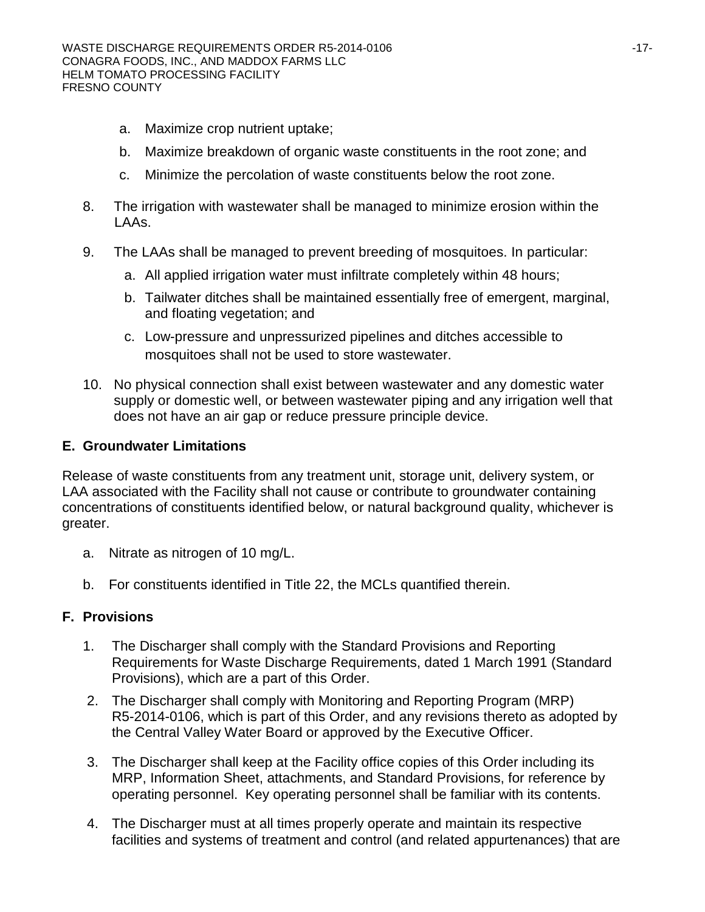a. Maximize crop nutrient uptake;
  b. Maximize breakdown of organic waste constituents in the root zone; and
  c. Minimize the percolation of waste constituents below the root zone.

8. The irrigation with wastewater shall be managed to minimize erosion within the LAAs.

9. The LAAs shall be managed to prevent breeding of mosquitoes. In particular:
   a. All applied irrigation water must infiltrate completely within 48 hours;
   b. Tailwater ditches shall be maintained essentially free of emergent, marginal, and floating vegetation; and
   c. Low-pressure and unpressurized pipelines and ditches accessible to mosquitoes shall not be used to store wastewater.

10. No physical connection shall exist between wastewater and any domestic water supply or domestic well, or between wastewater piping and any irrigation well that does not have an air gap or reduce pressure principle device.

## E. Groundwater Limitations

Release of waste constituents from any treatment unit, storage unit, delivery system, or LAA associated with the Facility shall not cause or contribute to groundwater containing concentrations of constituents identified below, or natural background quality, whichever is greater.

a. Nitrate as nitrogen of 10 mg/L.

b. For constituents identified in Title 22, the MCLs quantified therein.

## F. Provisions

1. The Discharger shall comply with the Standard Provisions and Reporting Requirements for Waste Discharge Requirements, dated 1 March 1991 (Standard Provisions), which are a part of this Order.
2. The Discharger shall comply with Monitoring and Reporting Program (MRP) R5-2014-0106, which is part of this Order, and any revisions thereto as adopted by the Central Valley Water Board or approved by the Executive Officer.
3. The Discharger shall keep at the Facility office copies of this Order including its MRP, Information Sheet, attachments, and Standard Provisions, for reference by operating personnel. Key operating personnel shall be familiar with its contents.
4. The Discharger must at all times properly operate and maintain its respective facilities and systems of treatment and control (and related appurtenances) that are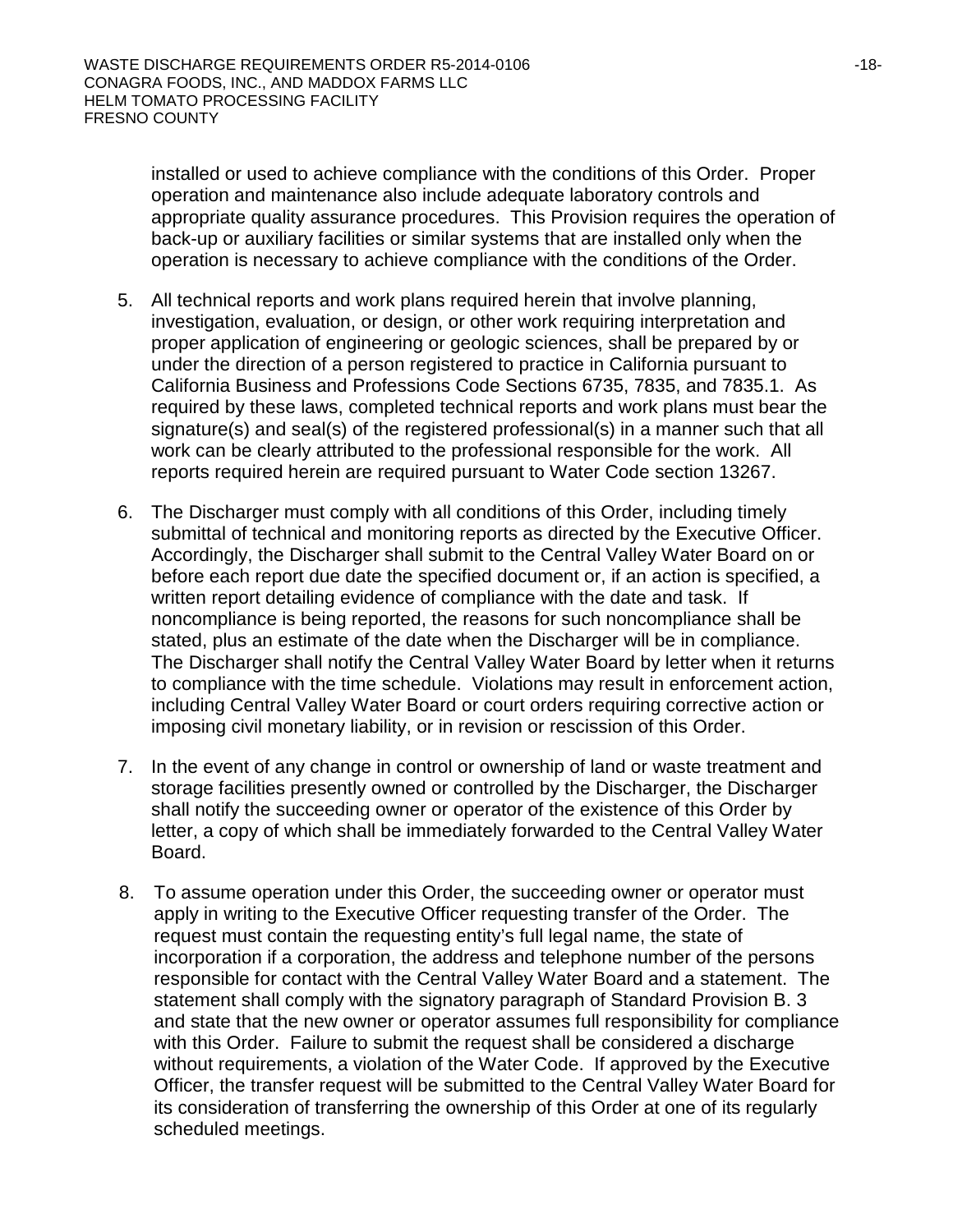installed or used to achieve compliance with the conditions of this Order. Proper operation and maintenance also include adequate laboratory controls and appropriate quality assurance procedures. This Provision requires the operation of back-up or auxiliary facilities or similar systems that are installed only when the operation is necessary to achieve compliance with the conditions of the Order.

5. All technical reports and work plans required herein that involve planning, investigation, evaluation, or design, or other work requiring interpretation and proper application of engineering or geologic sciences, shall be prepared by or under the direction of a person registered to practice in California pursuant to California Business and Professions Code Sections 6735, 7835, and 7835.1. As required by these laws, completed technical reports and work plans must bear the signature(s) and seal(s) of the registered professional(s) in a manner such that all work can be clearly attributed to the professional responsible for the work. All reports required herein are required pursuant to Water Code section 13267.

6. The Discharger must comply with all conditions of this Order, including timely submittal of technical and monitoring reports as directed by the Executive Officer. Accordingly, the Discharger shall submit to the Central Valley Water Board on or before each report due date the specified document or, if an action is specified, a written report detailing evidence of compliance with the date and task. If noncompliance is being reported, the reasons for such noncompliance shall be stated, plus an estimate of the date when the Discharger will be in compliance. The Discharger shall notify the Central Valley Water Board by letter when it returns to compliance with the time schedule. Violations may result in enforcement action, including Central Valley Water Board or court orders requiring corrective action or imposing civil monetary liability, or in revision or rescission of this Order.

7. In the event of any change in control or ownership of land or waste treatment and storage facilities presently owned or controlled by the Discharger, the Discharger shall notify the succeeding owner or operator of the existence of this Order by letter, a copy of which shall be immediately forwarded to the Central Valley Water Board.

8. To assume operation under this Order, the succeeding owner or operator must apply in writing to the Executive Officer requesting transfer of the Order. The request must contain the requesting entity's full legal name, the state of incorporation if a corporation, the address and telephone number of the persons responsible for contact with the Central Valley Water Board and a statement. The statement shall comply with the signatory paragraph of Standard Provision B. 3 and state that the new owner or operator assumes full responsibility for compliance with this Order. Failure to submit the request shall be considered a discharge without requirements, a violation of the Water Code. If approved by the Executive Officer, the transfer request will be submitted to the Central Valley Water Board for its consideration of transferring the ownership of this Order at one of its regularly scheduled meetings.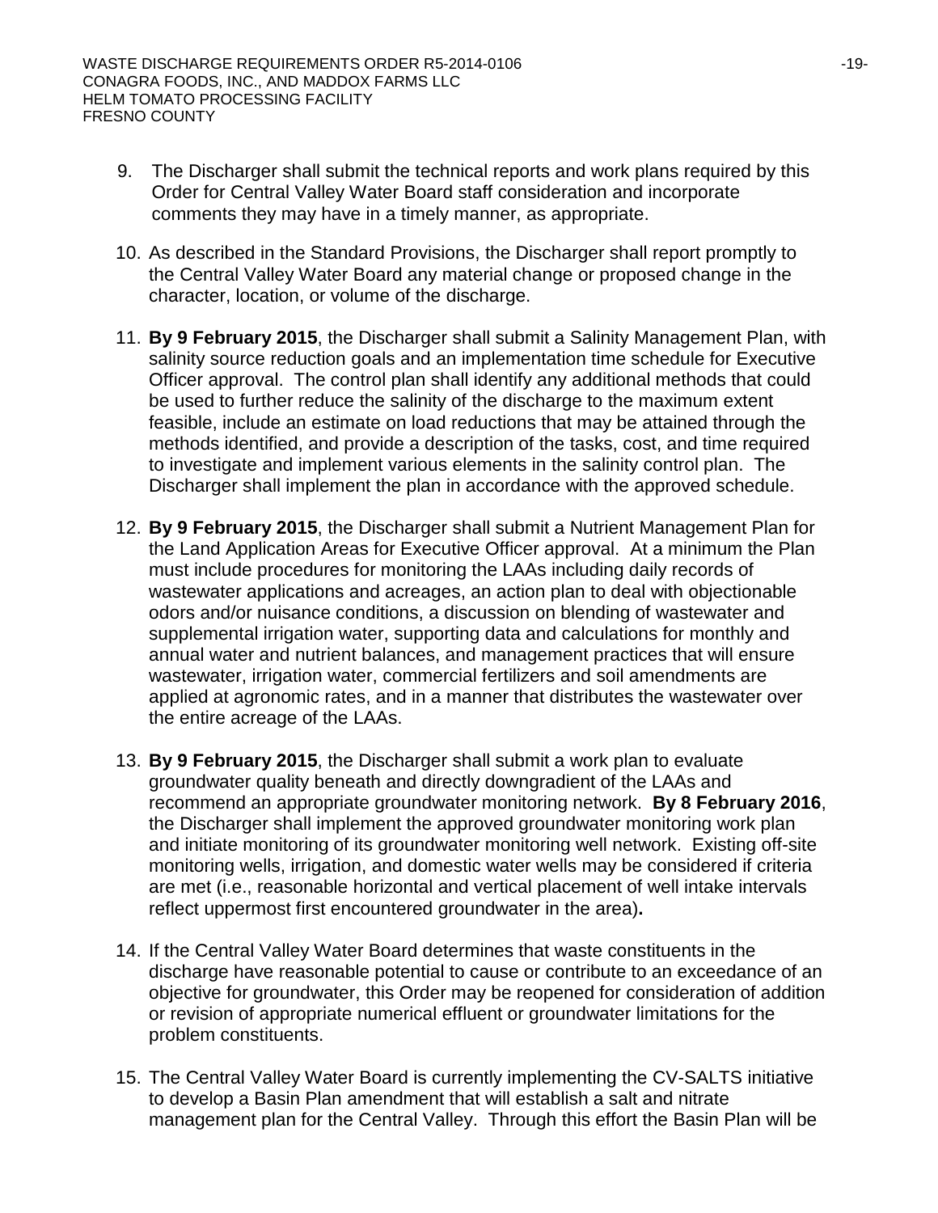9. The Discharger shall submit the technical reports and work plans required by this Order for Central Valley Water Board staff consideration and incorporate comments they may have in a timely manner, as appropriate.

10. As described in the Standard Provisions, the Discharger shall report promptly to the Central Valley Water Board any material change or proposed change in the character, location, or volume of the discharge.

11. **By 9 February 2015**, the Discharger shall submit a Salinity Management Plan, with salinity source reduction goals and an implementation time schedule for Executive Officer approval. The control plan shall identify any additional methods that could be used to further reduce the salinity of the discharge to the maximum extent feasible, include an estimate on load reductions that may be attained through the methods identified, and provide a description of the tasks, cost, and time required to investigate and implement various elements in the salinity control plan. The Discharger shall implement the plan in accordance with the approved schedule.

12. **By 9 February 2015**, the Discharger shall submit a Nutrient Management Plan for the Land Application Areas for Executive Officer approval. At a minimum the Plan must include procedures for monitoring the LAAs including daily records of wastewater applications and acreages, an action plan to deal with objectionable odors and/or nuisance conditions, a discussion on blending of wastewater and supplemental irrigation water, supporting data and calculations for monthly and annual water and nutrient balances, and management practices that will ensure wastewater, irrigation water, commercial fertilizers and soil amendments are applied at agronomic rates, and in a manner that distributes the wastewater over the entire acreage of the LAAs.

13. **By 9 February 2015**, the Discharger shall submit a work plan to evaluate groundwater quality beneath and directly downgradient of the LAAs and recommend an appropriate groundwater monitoring network. **By 8 February 2016**, the Discharger shall implement the approved groundwater monitoring work plan and initiate monitoring of its groundwater monitoring well network. Existing off-site monitoring wells, irrigation, and domestic water wells may be considered if criteria are met (i.e., reasonable horizontal and vertical placement of well intake intervals reflect uppermost first encountered groundwater in the area).

14. If the Central Valley Water Board determines that waste constituents in the discharge have reasonable potential to cause or contribute to an exceedance of an objective for groundwater, this Order may be reopened for consideration of addition or revision of appropriate numerical effluent or groundwater limitations for the problem constituents.

15. The Central Valley Water Board is currently implementing the CV-SALTS initiative to develop a Basin Plan amendment that will establish a salt and nitrate management plan for the Central Valley. Through this effort the Basin Plan will be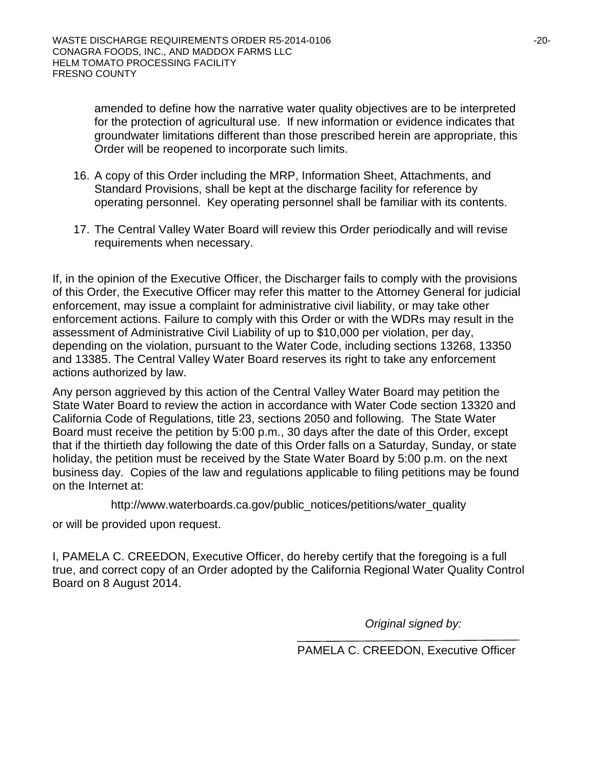amended to define how the narrative water quality objectives are to be interpreted for the protection of agricultural use. If new information or evidence indicates that groundwater limitations different than those prescribed herein are appropriate, this Order will be reopened to incorporate such limits.

16. A copy of this Order including the MRP, Information Sheet, Attachments, and Standard Provisions, shall be kept at the discharge facility for reference by operating personnel. Key operating personnel shall be familiar with its contents.

17. The Central Valley Water Board will review this Order periodically and will revise requirements when necessary.

If, in the opinion of the Executive Officer, the Discharger fails to comply with the provisions of this Order, the Executive Officer may refer this matter to the Attorney General for judicial enforcement, may issue a complaint for administrative civil liability, or may take other enforcement actions. Failure to comply with this Order or with the WDRs may result in the assessment of Administrative Civil Liability of up to $10,000 per violation, per day, depending on the violation, pursuant to the Water Code, including sections 13268, 13350 and 13385. The Central Valley Water Board reserves its right to take any enforcement actions authorized by law.

Any person aggrieved by this action of the Central Valley Water Board may petition the State Water Board to review the action in accordance with Water Code section 13320 and California Code of Regulations, title 23, sections 2050 and following. The State Water Board must receive the petition by 5:00 p.m., 30 days after the date of this Order, except that if the thirtieth day following the date of this Order falls on a Saturday, Sunday, or state holiday, the petition must be received by the State Water Board by 5:00 p.m. on the next business day. Copies of the law and regulations applicable to filing petitions may be found on the Internet at:

http://www.waterboards.ca.gov/public_notices/petitions/water_quality

or will be provided upon request.

I, PAMELA C. CREEDON, Executive Officer, do hereby certify that the foregoing is a full true, and correct copy of an Order adopted by the California Regional Water Quality Control Board on 8 August 2014.

*Original signed by:*

PAMELA C. CREEDON, Executive Officer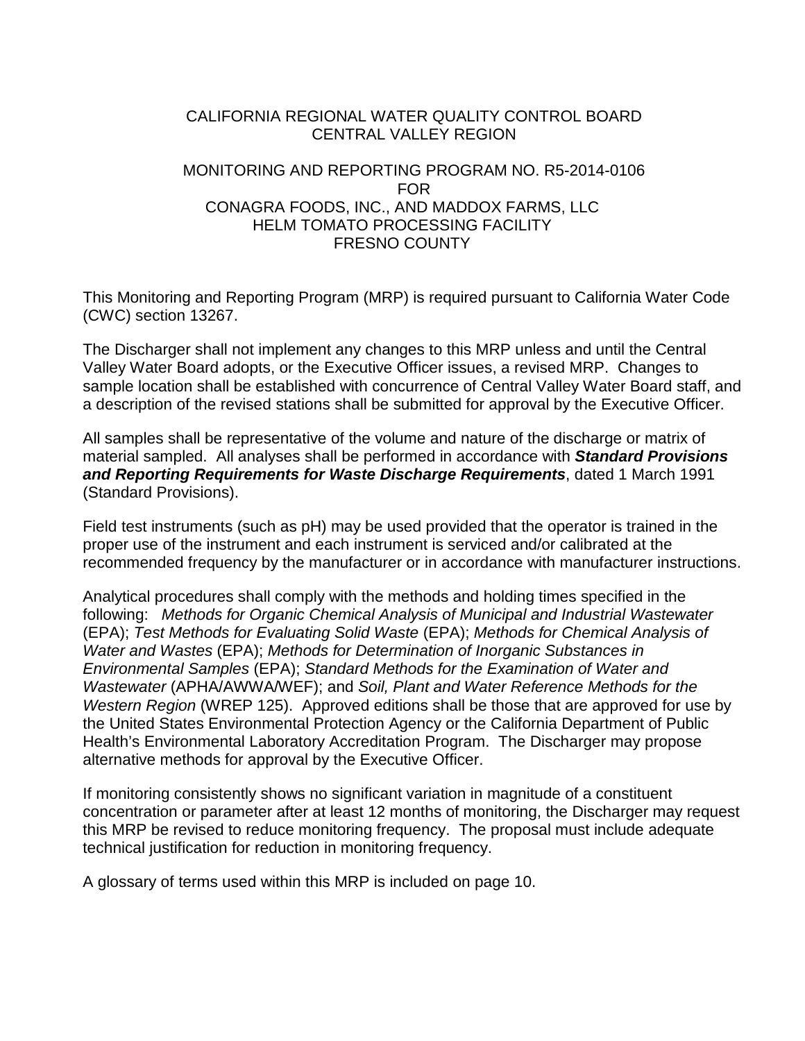CALIFORNIA REGIONAL WATER QUALITY CONTROL BOARD
CENTRAL VALLEY REGION

MONITORING AND REPORTING PROGRAM NO. R5-2014-0106
FOR
CONAGRA FOODS, INC., AND MADDOX FARMS, LLC
HELM TOMATO PROCESSING FACILITY
FRESNO COUNTY

This Monitoring and Reporting Program (MRP) is required pursuant to California Water Code (CWC) section 13267.

The Discharger shall not implement any changes to this MRP unless and until the Central Valley Water Board adopts, or the Executive Officer issues, a revised MRP. Changes to sample location shall be established with concurrence of Central Valley Water Board staff, and a description of the revised stations shall be submitted for approval by the Executive Officer.

All samples shall be representative of the volume and nature of the discharge or matrix of material sampled. All analyses shall be performed in accordance with ***Standard Provisions and Reporting Requirements for Waste Discharge Requirements***, dated 1 March 1991 (Standard Provisions).

Field test instruments (such as pH) may be used provided that the operator is trained in the proper use of the instrument and each instrument is serviced and/or calibrated at the recommended frequency by the manufacturer or in accordance with manufacturer instructions.

Analytical procedures shall comply with the methods and holding times specified in the following: *Methods for Organic Chemical Analysis of Municipal and Industrial Wastewater* (EPA); *Test Methods for Evaluating Solid Waste* (EPA); *Methods for Chemical Analysis of Water and Wastes* (EPA); *Methods for Determination of Inorganic Substances in Environmental Samples* (EPA); *Standard Methods for the Examination of Water and Wastewater* (APHA/AWWA/WEF); and *Soil, Plant and Water Reference Methods for the Western Region* (WREP 125). Approved editions shall be those that are approved for use by the United States Environmental Protection Agency or the California Department of Public Health's Environmental Laboratory Accreditation Program. The Discharger may propose alternative methods for approval by the Executive Officer.

If monitoring consistently shows no significant variation in magnitude of a constituent concentration or parameter after at least 12 months of monitoring, the Discharger may request this MRP be revised to reduce monitoring frequency. The proposal must include adequate technical justification for reduction in monitoring frequency.

A glossary of terms used within this MRP is included on page 10.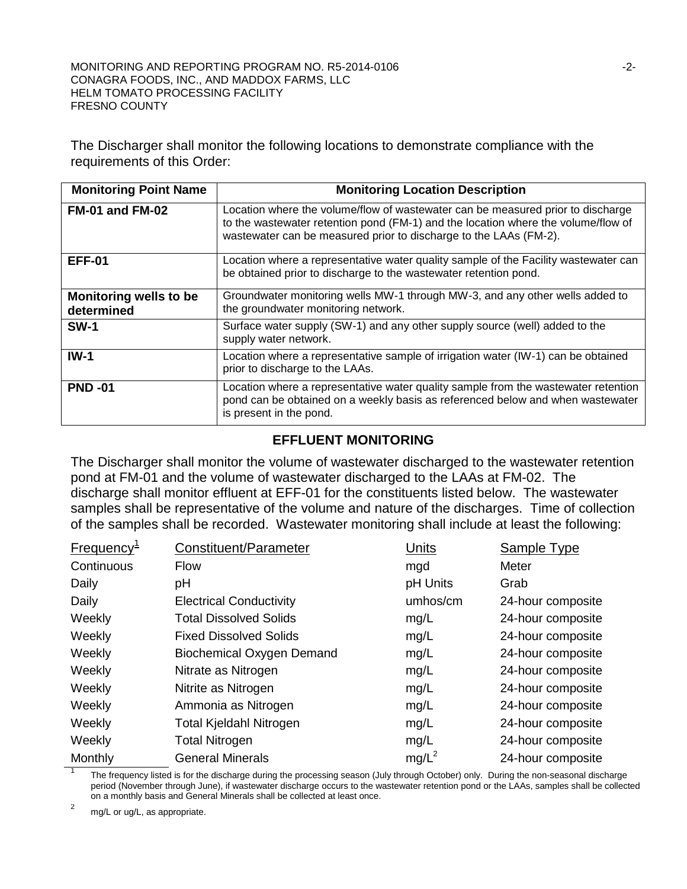The Discharger shall monitor the following locations to demonstrate compliance with the requirements of this Order:

| Monitoring Point Name | Monitoring Location Description |
|---|---|
| **FM-01 and FM-02** | Location where the volume/flow of wastewater can be measured prior to discharge to the wastewater retention pond (FM-1) and the location where the volume/flow of wastewater can be measured prior to discharge to the LAAs (FM-2). |
| **EFF-01** | Location where a representative water quality sample of the Facility wastewater can be obtained prior to discharge to the wastewater retention pond. |
| **Monitoring wells to be determined** | Groundwater monitoring wells MW-1 through MW-3, and any other wells added to the groundwater monitoring network. |
| **SW-1** | Surface water supply (SW-1) and any other supply source (well) added to the supply water network. |
| **IW-1** | Location where a representative sample of irrigation water (IW-1) can be obtained prior to discharge to the LAAs. |
| **PND -01** | Location where a representative water quality sample from the wastewater retention pond can be obtained on a weekly basis as referenced below and when wastewater is present in the pond. |

## EFFLUENT MONITORING

The Discharger shall monitor the volume of wastewater discharged to the wastewater retention pond at FM-01 and the volume of wastewater discharged to the LAAs at FM-02. The discharge shall monitor effluent at EFF-01 for the constituents listed below. The wastewater samples shall be representative of the volume and nature of the discharges. Time of collection of the samples shall be recorded. Wastewater monitoring shall include at least the following:

| Frequency[1] | Constituent/Parameter | Units | Sample Type |
|---|---|---|---|
| Continuous | Flow | mgd | Meter |
| Daily | pH | pH Units | Grab |
| Daily | Electrical Conductivity | umhos/cm | 24-hour composite |
| Weekly | Total Dissolved Solids | mg/L | 24-hour composite |
| Weekly | Fixed Dissolved Solids | mg/L | 24-hour composite |
| Weekly | Biochemical Oxygen Demand | mg/L | 24-hour composite |
| Weekly | Nitrate as Nitrogen | mg/L | 24-hour composite |
| Weekly | Nitrite as Nitrogen | mg/L | 24-hour composite |
| Weekly | Ammonia as Nitrogen | mg/L | 24-hour composite |
| Weekly | Total Kjeldahl Nitrogen | mg/L | 24-hour composite |
| Weekly | Total Nitrogen | mg/L | 24-hour composite |
| Monthly | General Minerals | mg/L[2] | 24-hour composite |

[1] The frequency listed is for the discharge during the processing season (July through October) only. During the non-seasonal discharge period (November through June), if wastewater discharge occurs to the wastewater retention pond or the LAAs, samples shall be collected on a monthly basis and General Minerals shall be collected at least once.

[2] mg/L or ug/L, as appropriate.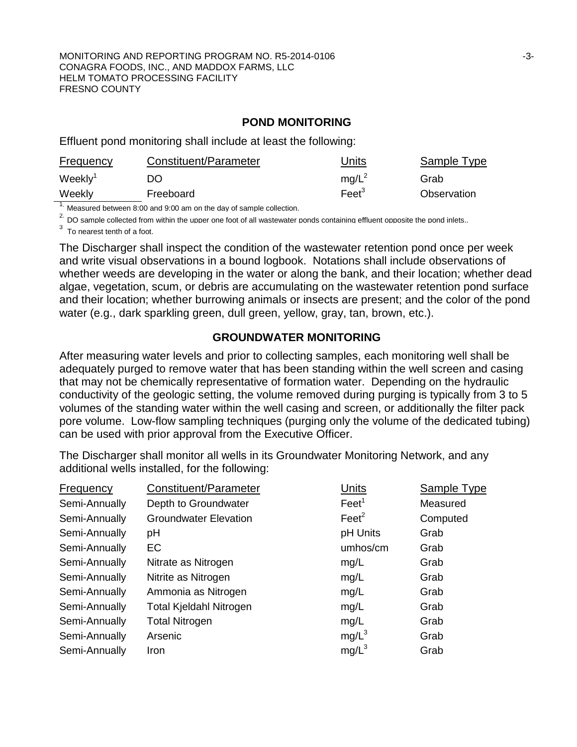## POND MONITORING

Effluent pond monitoring shall include at least the following:

| Frequency | Constituent/Parameter | Units | Sample Type |
|---|---|---|---|
| Weekly[1] | DO | mg/L[2] | Grab |
| Weekly | Freeboard | Feet[3] | Observation |

[1] Measured between 8:00 and 9:00 am on the day of sample collection.

[2] DO sample collected from within the upper one foot of all wastewater ponds containing effluent opposite the pond inlets..

[3] To nearest tenth of a foot.

The Discharger shall inspect the condition of the wastewater retention pond once per week and write visual observations in a bound logbook. Notations shall include observations of whether weeds are developing in the water or along the bank, and their location; whether dead algae, vegetation, scum, or debris are accumulating on the wastewater retention pond surface and their location; whether burrowing animals or insects are present; and the color of the pond water (e.g., dark sparkling green, dull green, yellow, gray, tan, brown, etc.).

## GROUNDWATER MONITORING

After measuring water levels and prior to collecting samples, each monitoring well shall be adequately purged to remove water that has been standing within the well screen and casing that may not be chemically representative of formation water. Depending on the hydraulic conductivity of the geologic setting, the volume removed during purging is typically from 3 to 5 volumes of the standing water within the well casing and screen, or additionally the filter pack pore volume. Low-flow sampling techniques (purging only the volume of the dedicated tubing) can be used with prior approval from the Executive Officer.

The Discharger shall monitor all wells in its Groundwater Monitoring Network, and any additional wells installed, for the following:

| Frequency | Constituent/Parameter | Units | Sample Type |
|---|---|---|---|
| Semi-Annually | Depth to Groundwater | Feet[1] | Measured |
| Semi-Annually | Groundwater Elevation | Feet[2] | Computed |
| Semi-Annually | pH | pH Units | Grab |
| Semi-Annually | EC | umhos/cm | Grab |
| Semi-Annually | Nitrate as Nitrogen | mg/L | Grab |
| Semi-Annually | Nitrite as Nitrogen | mg/L | Grab |
| Semi-Annually | Ammonia as Nitrogen | mg/L | Grab |
| Semi-Annually | Total Kjeldahl Nitrogen | mg/L | Grab |
| Semi-Annually | Total Nitrogen | mg/L | Grab |
| Semi-Annually | Arsenic | mg/L[3] | Grab |
| Semi-Annually | Iron | mg/L[3] | Grab |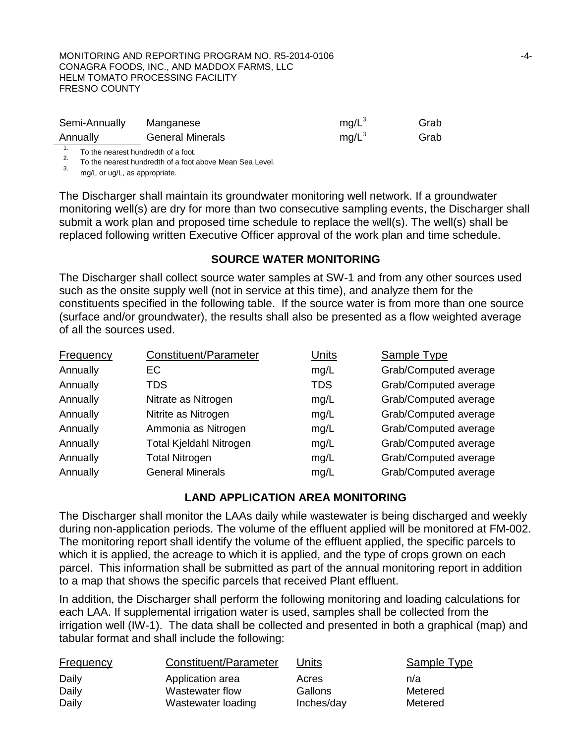| Semi-Annually | Manganese | mg/L[3] | Grab |
|---|---|---|---|
| Annually | General Minerals | mg/L[3] | Grab |

1. To the nearest hundredth of a foot.
2. To the nearest hundredth of a foot above Mean Sea Level.
3. mg/L or ug/L, as appropriate.

The Discharger shall maintain its groundwater monitoring well network. If a groundwater monitoring well(s) are dry for more than two consecutive sampling events, the Discharger shall submit a work plan and proposed time schedule to replace the well(s). The well(s) shall be replaced following written Executive Officer approval of the work plan and time schedule.

## SOURCE WATER MONITORING

The Discharger shall collect source water samples at SW-1 and from any other sources used such as the onsite supply well (not in service at this time), and analyze them for the constituents specified in the following table. If the source water is from more than one source (surface and/or groundwater), the results shall also be presented as a flow weighted average of all the sources used.

| Frequency | Constituent/Parameter | Units | Sample Type |
|---|---|---|---|
| Annually | EC | mg/L | Grab/Computed average |
| Annually | TDS | TDS | Grab/Computed average |
| Annually | Nitrate as Nitrogen | mg/L | Grab/Computed average |
| Annually | Nitrite as Nitrogen | mg/L | Grab/Computed average |
| Annually | Ammonia as Nitrogen | mg/L | Grab/Computed average |
| Annually | Total Kjeldahl Nitrogen | mg/L | Grab/Computed average |
| Annually | Total Nitrogen | mg/L | Grab/Computed average |
| Annually | General Minerals | mg/L | Grab/Computed average |

## LAND APPLICATION AREA MONITORING

The Discharger shall monitor the LAAs daily while wastewater is being discharged and weekly during non-application periods. The volume of the effluent applied will be monitored at FM-002. The monitoring report shall identify the volume of the effluent applied, the specific parcels to which it is applied, the acreage to which it is applied, and the type of crops grown on each parcel. This information shall be submitted as part of the annual monitoring report in addition to a map that shows the specific parcels that received Plant effluent.

In addition, the Discharger shall perform the following monitoring and loading calculations for each LAA. If supplemental irrigation water is used, samples shall be collected from the irrigation well (IW-1). The data shall be collected and presented in both a graphical (map) and tabular format and shall include the following:

| Frequency | Constituent/Parameter | Units | Sample Type |
|---|---|---|---|
| Daily | Application area | Acres | n/a |
| Daily | Wastewater flow | Gallons | Metered |
| Daily | Wastewater loading | Inches/day | Metered |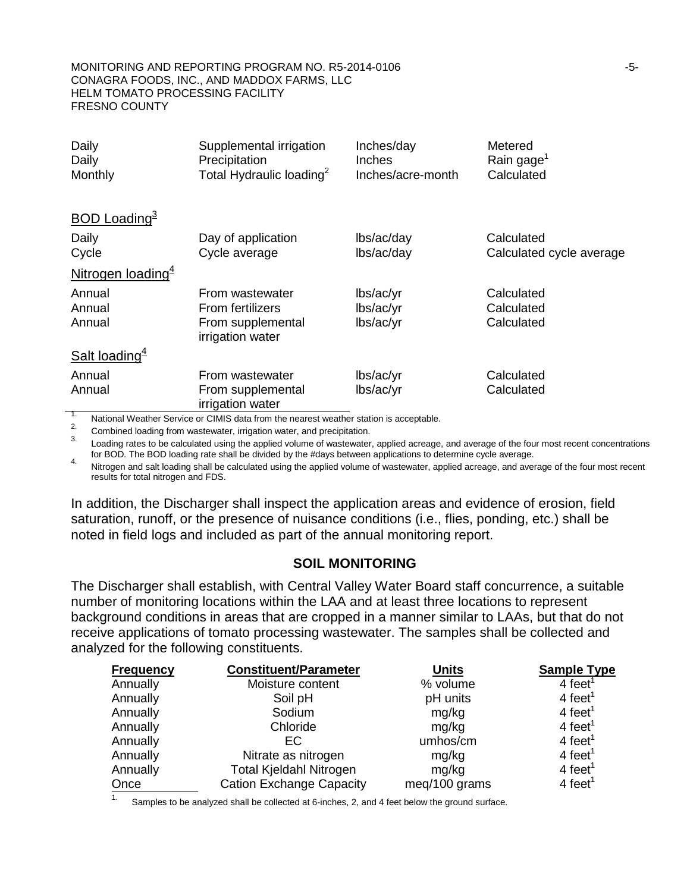| | | | |
|---|---|---|---|
| Daily | Supplemental irrigation | Inches/day | Metered |
| Daily | Precipitation | Inches | Rain gage[1] |
| Monthly | Total Hydraulic loading[2] | Inches/acre-month | Calculated |
| BOD Loading[3] | | | |
| Daily | Day of application | lbs/ac/day | Calculated |
| Cycle | Cycle average | lbs/ac/day | Calculated cycle average |
| Nitrogen loading[4] | | | |
| Annual | From wastewater | lbs/ac/yr | Calculated |
| Annual | From fertilizers | lbs/ac/yr | Calculated |
| Annual | From supplemental irrigation water | lbs/ac/yr | Calculated |
| Salt loading[4] | | | |
| Annual | From wastewater | lbs/ac/yr | Calculated |
| Annual | From supplemental irrigation water | lbs/ac/yr | Calculated |

1. National Weather Service or CIMIS data from the nearest weather station is acceptable.
2. Combined loading from wastewater, irrigation water, and precipitation.
3. Loading rates to be calculated using the applied volume of wastewater, applied acreage, and average of the four most recent concentrations for BOD. The BOD loading rate shall be divided by the #days between applications to determine cycle average.
4. Nitrogen and salt loading shall be calculated using the applied volume of wastewater, applied acreage, and average of the four most recent results for total nitrogen and FDS.

In addition, the Discharger shall inspect the application areas and evidence of erosion, field saturation, runoff, or the presence of nuisance conditions (i.e., flies, ponding, etc.) shall be noted in field logs and included as part of the annual monitoring report.

## SOIL MONITORING

The Discharger shall establish, with Central Valley Water Board staff concurrence, a suitable number of monitoring locations within the LAA and at least three locations to represent background conditions in areas that are cropped in a manner similar to LAAs, but that do not receive applications of tomato processing wastewater. The samples shall be collected and analyzed for the following constituents.

| Frequency | Constituent/Parameter | Units | Sample Type |
|---|---|---|---|
| Annually | Moisture content | % volume | 4 feet[1] |
| Annually | Soil pH | pH units | 4 feet[1] |
| Annually | Sodium | mg/kg | 4 feet[1] |
| Annually | Chloride | mg/kg | 4 feet[1] |
| Annually | EC | umhos/cm | 4 feet[1] |
| Annually | Nitrate as nitrogen | mg/kg | 4 feet[1] |
| Annually | Total Kjeldahl Nitrogen | mg/kg | 4 feet[1] |
| Once | Cation Exchange Capacity | meq/100 grams | 4 feet[1] |

1. Samples to be analyzed shall be collected at 6-inches, 2, and 4 feet below the ground surface.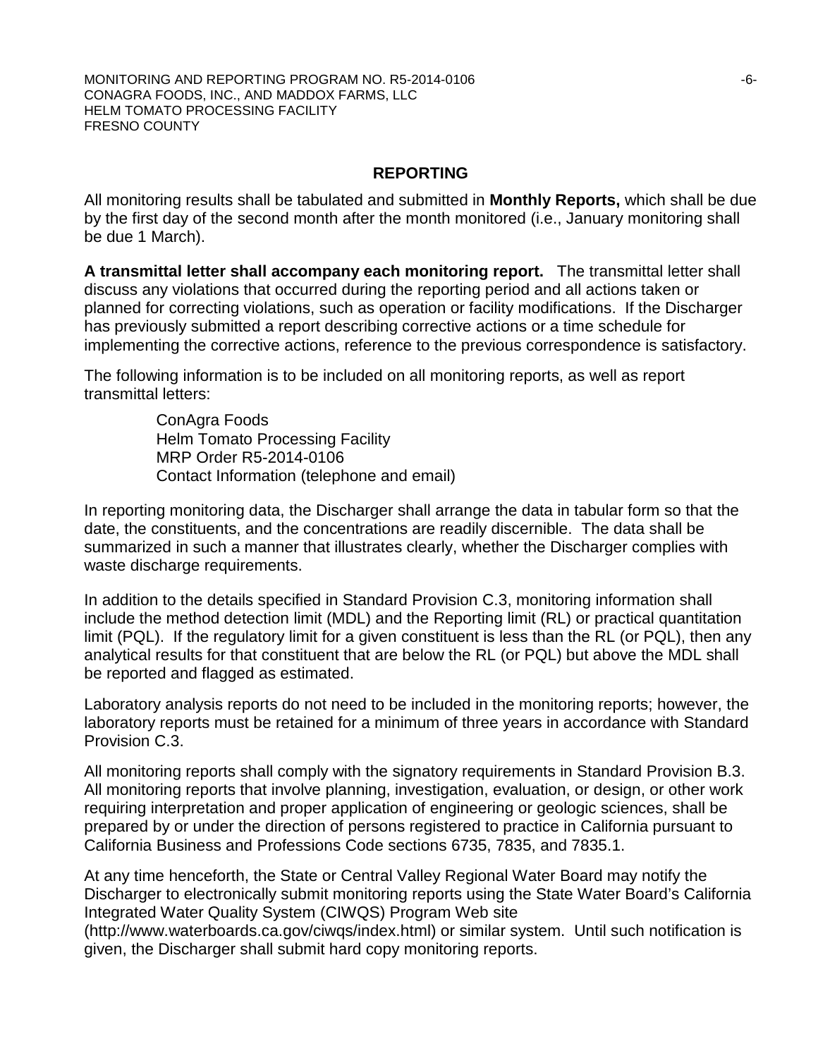## REPORTING

All monitoring results shall be tabulated and submitted in **Monthly Reports,** which shall be due by the first day of the second month after the month monitored (i.e., January monitoring shall be due 1 March).

**A transmittal letter shall accompany each monitoring report.** The transmittal letter shall discuss any violations that occurred during the reporting period and all actions taken or planned for correcting violations, such as operation or facility modifications. If the Discharger has previously submitted a report describing corrective actions or a time schedule for implementing the corrective actions, reference to the previous correspondence is satisfactory.

The following information is to be included on all monitoring reports, as well as report transmittal letters:

> ConAgra Foods
> Helm Tomato Processing Facility
> MRP Order R5-2014-0106
> Contact Information (telephone and email)

In reporting monitoring data, the Discharger shall arrange the data in tabular form so that the date, the constituents, and the concentrations are readily discernible. The data shall be summarized in such a manner that illustrates clearly, whether the Discharger complies with waste discharge requirements.

In addition to the details specified in Standard Provision C.3, monitoring information shall include the method detection limit (MDL) and the Reporting limit (RL) or practical quantitation limit (PQL). If the regulatory limit for a given constituent is less than the RL (or PQL), then any analytical results for that constituent that are below the RL (or PQL) but above the MDL shall be reported and flagged as estimated.

Laboratory analysis reports do not need to be included in the monitoring reports; however, the laboratory reports must be retained for a minimum of three years in accordance with Standard Provision C.3.

All monitoring reports shall comply with the signatory requirements in Standard Provision B.3. All monitoring reports that involve planning, investigation, evaluation, or design, or other work requiring interpretation and proper application of engineering or geologic sciences, shall be prepared by or under the direction of persons registered to practice in California pursuant to California Business and Professions Code sections 6735, 7835, and 7835.1.

At any time henceforth, the State or Central Valley Regional Water Board may notify the Discharger to electronically submit monitoring reports using the State Water Board's California Integrated Water Quality System (CIWQS) Program Web site (http://www.waterboards.ca.gov/ciwqs/index.html) or similar system. Until such notification is given, the Discharger shall submit hard copy monitoring reports.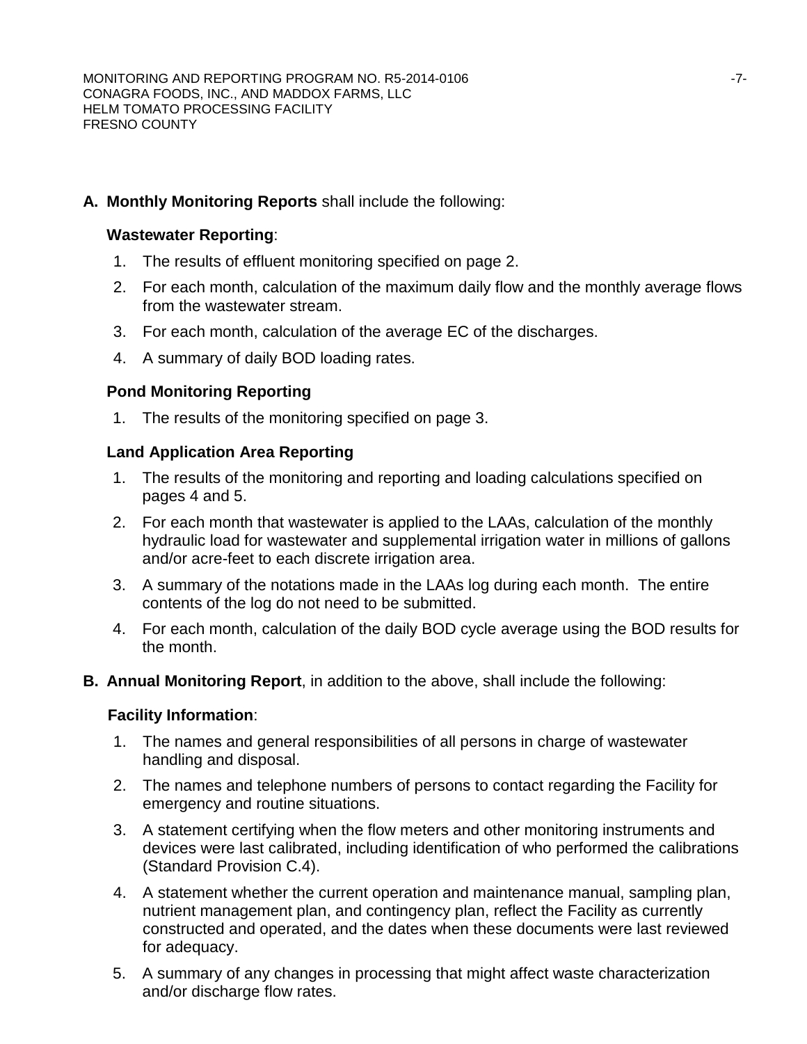**A. Monthly Monitoring Reports** shall include the following:

**Wastewater Reporting**:

1. The results of effluent monitoring specified on page 2.
2. For each month, calculation of the maximum daily flow and the monthly average flows from the wastewater stream.
3. For each month, calculation of the average EC of the discharges.
4. A summary of daily BOD loading rates.

**Pond Monitoring Reporting**

1. The results of the monitoring specified on page 3.

**Land Application Area Reporting**

1. The results of the monitoring and reporting and loading calculations specified on pages 4 and 5.
2. For each month that wastewater is applied to the LAAs, calculation of the monthly hydraulic load for wastewater and supplemental irrigation water in millions of gallons and/or acre-feet to each discrete irrigation area.
3. A summary of the notations made in the LAAs log during each month. The entire contents of the log do not need to be submitted.
4. For each month, calculation of the daily BOD cycle average using the BOD results for the month.

**B. Annual Monitoring Report**, in addition to the above, shall include the following:

**Facility Information**:

1. The names and general responsibilities of all persons in charge of wastewater handling and disposal.
2. The names and telephone numbers of persons to contact regarding the Facility for emergency and routine situations.
3. A statement certifying when the flow meters and other monitoring instruments and devices were last calibrated, including identification of who performed the calibrations (Standard Provision C.4).
4. A statement whether the current operation and maintenance manual, sampling plan, nutrient management plan, and contingency plan, reflect the Facility as currently constructed and operated, and the dates when these documents were last reviewed for adequacy.
5. A summary of any changes in processing that might affect waste characterization and/or discharge flow rates.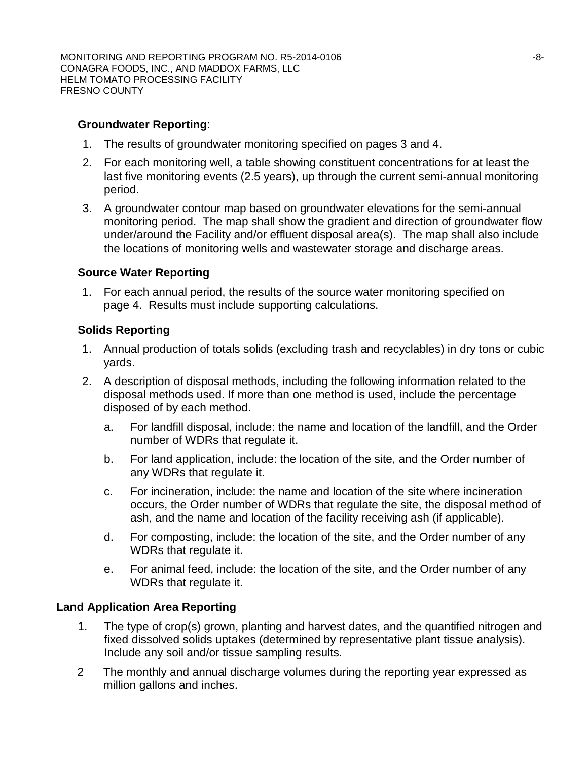**Groundwater Reporting**:

1. The results of groundwater monitoring specified on pages 3 and 4.
2. For each monitoring well, a table showing constituent concentrations for at least the last five monitoring events (2.5 years), up through the current semi-annual monitoring period.
3. A groundwater contour map based on groundwater elevations for the semi-annual monitoring period. The map shall show the gradient and direction of groundwater flow under/around the Facility and/or effluent disposal area(s). The map shall also include the locations of monitoring wells and wastewater storage and discharge areas.

**Source Water Reporting**

1. For each annual period, the results of the source water monitoring specified on page 4. Results must include supporting calculations.

**Solids Reporting**

1. Annual production of totals solids (excluding trash and recyclables) in dry tons or cubic yards.
2. A description of disposal methods, including the following information related to the disposal methods used. If more than one method is used, include the percentage disposed of by each method.
   a. For landfill disposal, include: the name and location of the landfill, and the Order number of WDRs that regulate it.
   b. For land application, include: the location of the site, and the Order number of any WDRs that regulate it.
   c. For incineration, include: the name and location of the site where incineration occurs, the Order number of WDRs that regulate the site, the disposal method of ash, and the name and location of the facility receiving ash (if applicable).
   d. For composting, include: the location of the site, and the Order number of any WDRs that regulate it.
   e. For animal feed, include: the location of the site, and the Order number of any WDRs that regulate it.

**Land Application Area Reporting**

1. The type of crop(s) grown, planting and harvest dates, and the quantified nitrogen and fixed dissolved solids uptakes (determined by representative plant tissue analysis). Include any soil and/or tissue sampling results.
2. The monthly and annual discharge volumes during the reporting year expressed as million gallons and inches.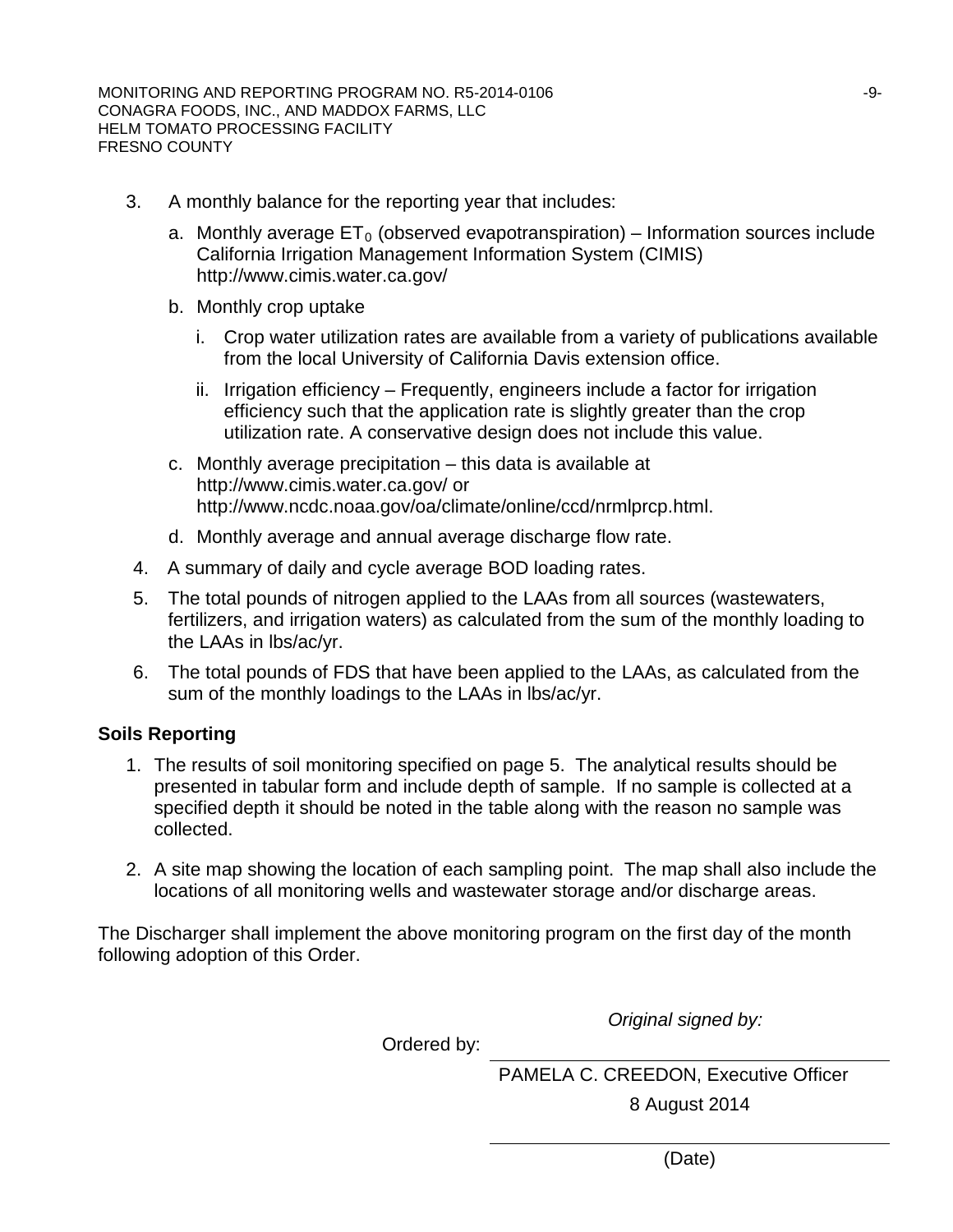3. A monthly balance for the reporting year that includes:

   a. Monthly average $ET_0$ (observed evapotranspiration) – Information sources include California Irrigation Management Information System (CIMIS) http://www.cimis.water.ca.gov/

   b. Monthly crop uptake

      i. Crop water utilization rates are available from a variety of publications available from the local University of California Davis extension office.

      ii. Irrigation efficiency – Frequently, engineers include a factor for irrigation efficiency such that the application rate is slightly greater than the crop utilization rate. A conservative design does not include this value.

   c. Monthly average precipitation – this data is available at http://www.cimis.water.ca.gov/ or http://www.ncdc.noaa.gov/oa/climate/online/ccd/nrmlprcp.html.

   d. Monthly average and annual average discharge flow rate.

4. A summary of daily and cycle average BOD loading rates.

5. The total pounds of nitrogen applied to the LAAs from all sources (wastewaters, fertilizers, and irrigation waters) as calculated from the sum of the monthly loading to the LAAs in lbs/ac/yr.

6. The total pounds of FDS that have been applied to the LAAs, as calculated from the sum of the monthly loadings to the LAAs in lbs/ac/yr.

**Soils Reporting**

1. The results of soil monitoring specified on page 5. The analytical results should be presented in tabular form and include depth of sample. If no sample is collected at a specified depth it should be noted in the table along with the reason no sample was collected.

2. A site map showing the location of each sampling point. The map shall also include the locations of all monitoring wells and wastewater storage and/or discharge areas.

The Discharger shall implement the above monitoring program on the first day of the month following adoption of this Order.

*Original signed by:*

Ordered by: ______________________________

PAMELA C. CREEDON, Executive Officer

8 August 2014

______________________________

(Date)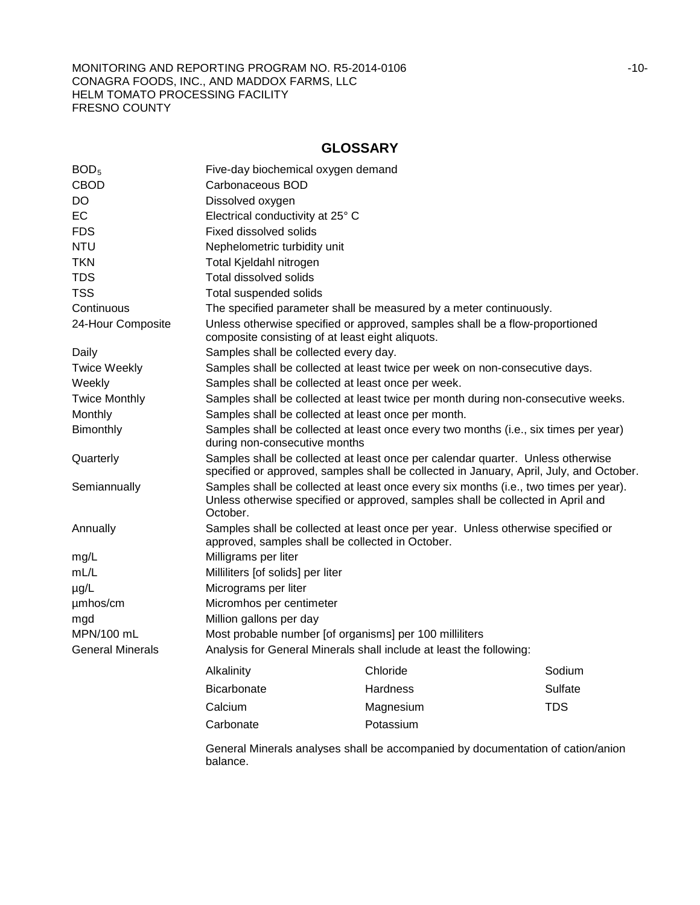## GLOSSARY

| | |
|---|---|
| $BOD_5$ | Five-day biochemical oxygen demand |
| CBOD | Carbonaceous BOD |
| DO | Dissolved oxygen |
| EC | Electrical conductivity at 25° C |
| FDS | Fixed dissolved solids |
| NTU | Nephelometric turbidity unit |
| TKN | Total Kjeldahl nitrogen |
| TDS | Total dissolved solids |
| TSS | Total suspended solids |
| Continuous | The specified parameter shall be measured by a meter continuously. |
| 24-Hour Composite | Unless otherwise specified or approved, samples shall be a flow-proportioned composite consisting of at least eight aliquots. |
| Daily | Samples shall be collected every day. |
| Twice Weekly | Samples shall be collected at least twice per week on non-consecutive days. |
| Weekly | Samples shall be collected at least once per week. |
| Twice Monthly | Samples shall be collected at least twice per month during non-consecutive weeks. |
| Monthly | Samples shall be collected at least once per month. |
| Bimonthly | Samples shall be collected at least once every two months (i.e., six times per year) during non-consecutive months |
| Quarterly | Samples shall be collected at least once per calendar quarter. Unless otherwise specified or approved, samples shall be collected in January, April, July, and October. |
| Semiannually | Samples shall be collected at least once every six months (i.e., two times per year). Unless otherwise specified or approved, samples shall be collected in April and October. |
| Annually | Samples shall be collected at least once per year. Unless otherwise specified or approved, samples shall be collected in October. |
| mg/L | Milligrams per liter |
| mL/L | Milliliters [of solids] per liter |
| µg/L | Micrograms per liter |
| µmhos/cm | Micromhos per centimeter |
| mgd | Million gallons per day |
| MPN/100 mL | Most probable number [of organisms] per 100 milliliters |
| General Minerals | Analysis for General Minerals shall include at least the following: |

| | | |
|---|---|---|
| Alkalinity | Chloride | Sodium |
| Bicarbonate | Hardness | Sulfate |
| Calcium | Magnesium | TDS |
| Carbonate | Potassium | |

General Minerals analyses shall be accompanied by documentation of cation/anion balance.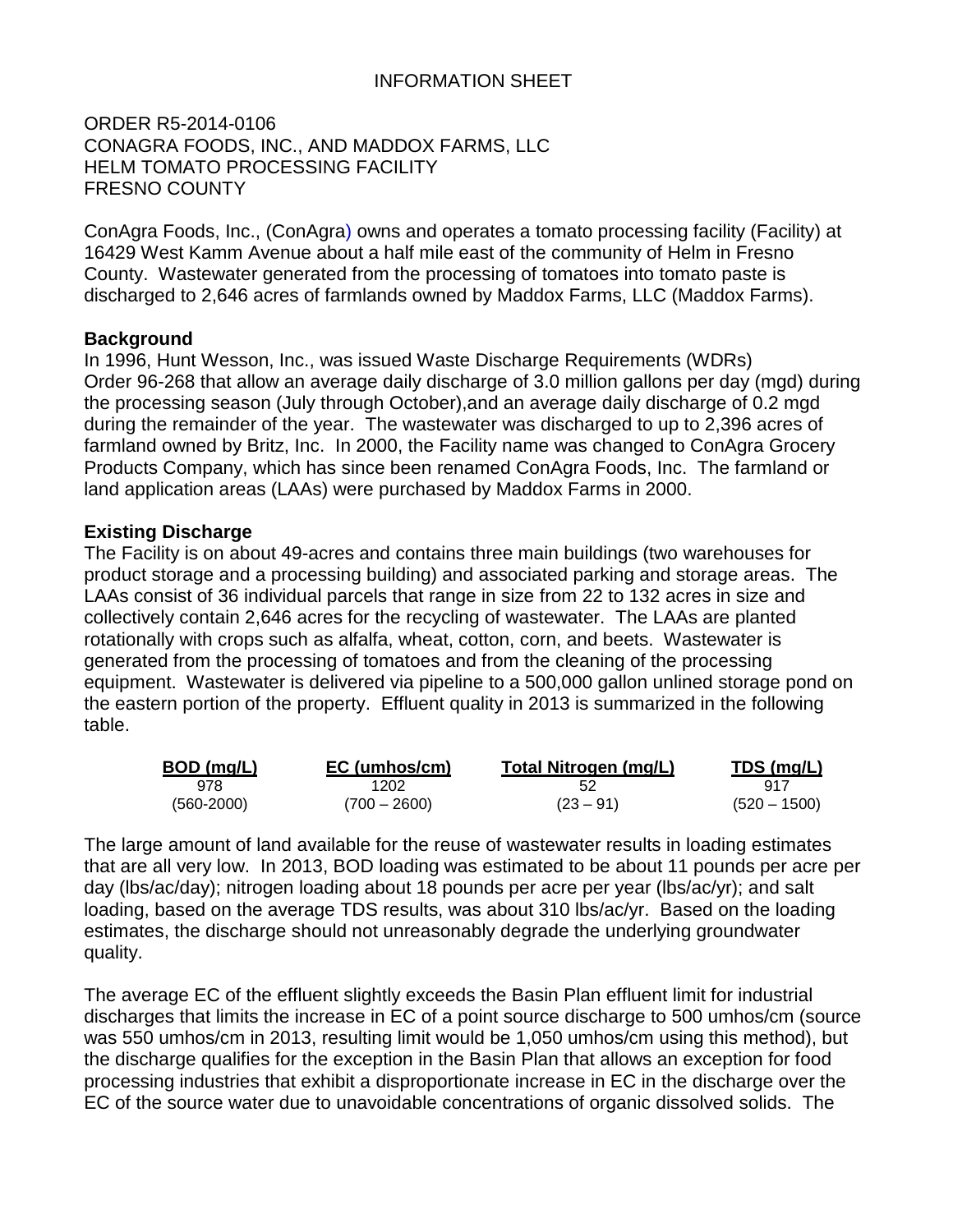INFORMATION SHEET

ORDER R5-2014-0106
CONAGRA FOODS, INC., AND MADDOX FARMS, LLC
HELM TOMATO PROCESSING FACILITY
FRESNO COUNTY

ConAgra Foods, Inc., (ConAgra) owns and operates a tomato processing facility (Facility) at 16429 West Kamm Avenue about a half mile east of the community of Helm in Fresno County. Wastewater generated from the processing of tomatoes into tomato paste is discharged to 2,646 acres of farmlands owned by Maddox Farms, LLC (Maddox Farms).

**Background**

In 1996, Hunt Wesson, Inc., was issued Waste Discharge Requirements (WDRs) Order 96-268 that allow an average daily discharge of 3.0 million gallons per day (mgd) during the processing season (July through October),and an average daily discharge of 0.2 mgd during the remainder of the year. The wastewater was discharged to up to 2,396 acres of farmland owned by Britz, Inc. In 2000, the Facility name was changed to ConAgra Grocery Products Company, which has since been renamed ConAgra Foods, Inc. The farmland or land application areas (LAAs) were purchased by Maddox Farms in 2000.

**Existing Discharge**

The Facility is on about 49-acres and contains three main buildings (two warehouses for product storage and a processing building) and associated parking and storage areas. The LAAs consist of 36 individual parcels that range in size from 22 to 132 acres in size and collectively contain 2,646 acres for the recycling of wastewater. The LAAs are planted rotationally with crops such as alfalfa, wheat, cotton, corn, and beets. Wastewater is generated from the processing of tomatoes and from the cleaning of the processing equipment. Wastewater is delivered via pipeline to a 500,000 gallon unlined storage pond on the eastern portion of the property. Effluent quality in 2013 is summarized in the following table.

| BOD (mg/L) | EC (umhos/cm) | Total Nitrogen (mg/L) | TDS (mg/L) |
|---|---|---|---|
| 978 | 1202 | 52 | 917 |
| (560-2000) | (700 – 2600) | (23 – 91) | (520 – 1500) |

The large amount of land available for the reuse of wastewater results in loading estimates that are all very low. In 2013, BOD loading was estimated to be about 11 pounds per acre per day (lbs/ac/day); nitrogen loading about 18 pounds per acre per year (lbs/ac/yr); and salt loading, based on the average TDS results, was about 310 lbs/ac/yr. Based on the loading estimates, the discharge should not unreasonably degrade the underlying groundwater quality.

The average EC of the effluent slightly exceeds the Basin Plan effluent limit for industrial discharges that limits the increase in EC of a point source discharge to 500 umhos/cm (source was 550 umhos/cm in 2013, resulting limit would be 1,050 umhos/cm using this method), but the discharge qualifies for the exception in the Basin Plan that allows an exception for food processing industries that exhibit a disproportionate increase in EC in the discharge over the EC of the source water due to unavoidable concentrations of organic dissolved solids. The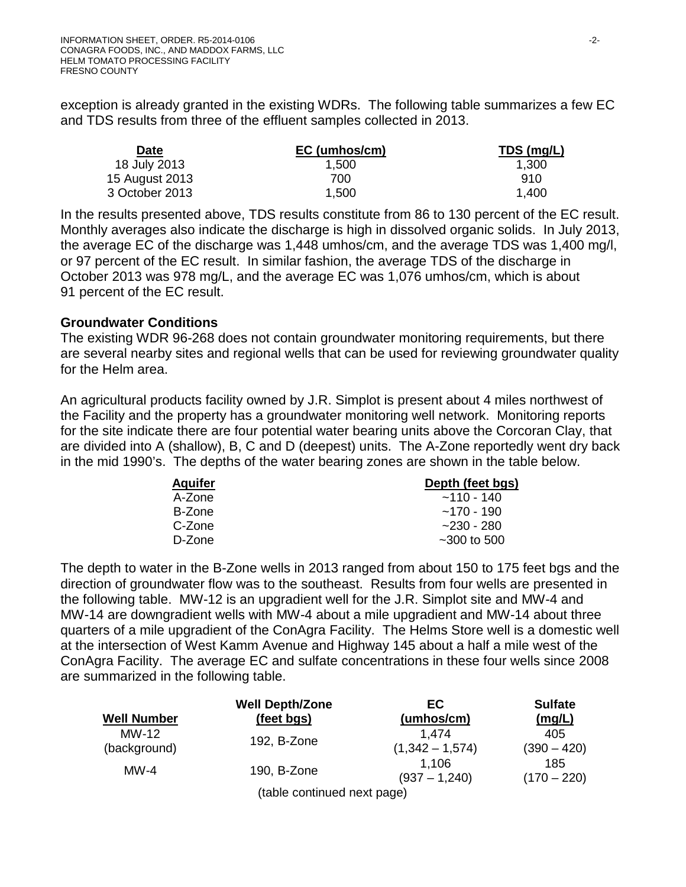exception is already granted in the existing WDRs. The following table summarizes a few EC and TDS results from three of the effluent samples collected in 2013.

| Date | EC (umhos/cm) | TDS (mg/L) |
|---|---|---|
| 18 July 2013 | 1,500 | 1,300 |
| 15 August 2013 | 700 | 910 |
| 3 October 2013 | 1,500 | 1,400 |

In the results presented above, TDS results constitute from 86 to 130 percent of the EC result. Monthly averages also indicate the discharge is high in dissolved organic solids. In July 2013, the average EC of the discharge was 1,448 umhos/cm, and the average TDS was 1,400 mg/l, or 97 percent of the EC result. In similar fashion, the average TDS of the discharge in October 2013 was 978 mg/L, and the average EC was 1,076 umhos/cm, which is about 91 percent of the EC result.

**Groundwater Conditions**

The existing WDR 96-268 does not contain groundwater monitoring requirements, but there are several nearby sites and regional wells that can be used for reviewing groundwater quality for the Helm area.

An agricultural products facility owned by J.R. Simplot is present about 4 miles northwest of the Facility and the property has a groundwater monitoring well network. Monitoring reports for the site indicate there are four potential water bearing units above the Corcoran Clay, that are divided into A (shallow), B, C and D (deepest) units. The A-Zone reportedly went dry back in the mid 1990's. The depths of the water bearing zones are shown in the table below.

| Aquifer | Depth (feet bgs) |
|---|---|
| A-Zone | ~110 - 140 |
| B-Zone | ~170 - 190 |
| C-Zone | ~230 - 280 |
| D-Zone | ~300 to 500 |

The depth to water in the B-Zone wells in 2013 ranged from about 150 to 175 feet bgs and the direction of groundwater flow was to the southeast. Results from four wells are presented in the following table. MW-12 is an upgradient well for the J.R. Simplot site and MW-4 and MW-14 are downgradient wells with MW-4 about a mile upgradient and MW-14 about three quarters of a mile upgradient of the ConAgra Facility. The Helms Store well is a domestic well at the intersection of West Kamm Avenue and Highway 145 about a half a mile west of the ConAgra Facility. The average EC and sulfate concentrations in these four wells since 2008 are summarized in the following table.

| Well Number | Well Depth/Zone (feet bgs) | EC (umhos/cm) | Sulfate (mg/L) |
|---|---|---|---|
| MW-12 (background) | 192, B-Zone | 1,474 (1,342 – 1,574) | 405 (390 – 420) |
| MW-4 | 190, B-Zone | 1,106 (937 – 1,240) | 185 (170 – 220) |

(table continued next page)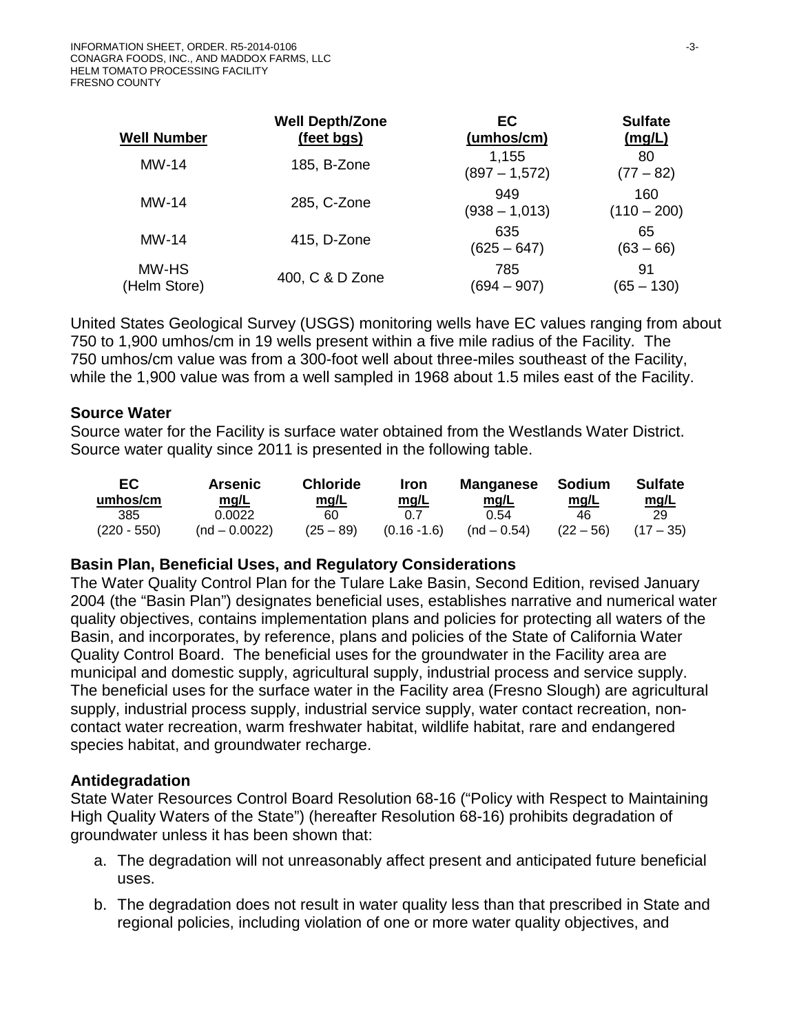| Well Number | Well Depth/Zone (feet bgs) | EC (umhos/cm) | Sulfate (mg/L) |
|---|---|---|---|
| MW-14 | 185, B-Zone | 1,155 (897 – 1,572) | 80 (77 – 82) |
| MW-14 | 285, C-Zone | 949 (938 – 1,013) | 160 (110 – 200) |
| MW-14 | 415, D-Zone | 635 (625 – 647) | 65 (63 – 66) |
| MW-HS (Helm Store) | 400, C & D Zone | 785 (694 – 907) | 91 (65 – 130) |

United States Geological Survey (USGS) monitoring wells have EC values ranging from about 750 to 1,900 umhos/cm in 19 wells present within a five mile radius of the Facility. The 750 umhos/cm value was from a 300-foot well about three-miles southeast of the Facility, while the 1,900 value was from a well sampled in 1968 about 1.5 miles east of the Facility.

## Source Water

Source water for the Facility is surface water obtained from the Westlands Water District. Source water quality since 2011 is presented in the following table.

| EC umhos/cm | Arsenic mg/L | Chloride mg/L | Iron mg/L | Manganese mg/L | Sodium mg/L | Sulfate mg/L |
|---|---|---|---|---|---|---|
| 385 (220 - 550) | 0.0022 (nd – 0.0022) | 60 (25 – 89) | 0.7 (0.16 -1.6) | 0.54 (nd – 0.54) | 46 (22 – 56) | 29 (17 – 35) |

## Basin Plan, Beneficial Uses, and Regulatory Considerations

The Water Quality Control Plan for the Tulare Lake Basin, Second Edition, revised January 2004 (the "Basin Plan") designates beneficial uses, establishes narrative and numerical water quality objectives, contains implementation plans and policies for protecting all waters of the Basin, and incorporates, by reference, plans and policies of the State of California Water Quality Control Board. The beneficial uses for the groundwater in the Facility area are municipal and domestic supply, agricultural supply, industrial process and service supply. The beneficial uses for the surface water in the Facility area (Fresno Slough) are agricultural supply, industrial process supply, industrial service supply, water contact recreation, non-contact water recreation, warm freshwater habitat, wildlife habitat, rare and endangered species habitat, and groundwater recharge.

## Antidegradation

State Water Resources Control Board Resolution 68-16 ("Policy with Respect to Maintaining High Quality Waters of the State") (hereafter Resolution 68-16) prohibits degradation of groundwater unless it has been shown that:

a. The degradation will not unreasonably affect present and anticipated future beneficial uses.

b. The degradation does not result in water quality less than that prescribed in State and regional policies, including violation of one or more water quality objectives, and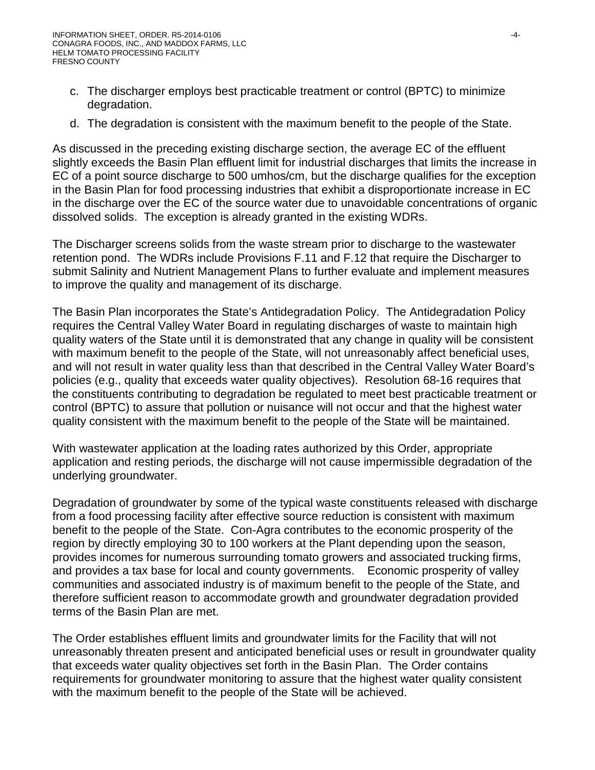c. The discharger employs best practicable treatment or control (BPTC) to minimize degradation.

d. The degradation is consistent with the maximum benefit to the people of the State.

As discussed in the preceding existing discharge section, the average EC of the effluent slightly exceeds the Basin Plan effluent limit for industrial discharges that limits the increase in EC of a point source discharge to 500 umhos/cm, but the discharge qualifies for the exception in the Basin Plan for food processing industries that exhibit a disproportionate increase in EC in the discharge over the EC of the source water due to unavoidable concentrations of organic dissolved solids. The exception is already granted in the existing WDRs.

The Discharger screens solids from the waste stream prior to discharge to the wastewater retention pond. The WDRs include Provisions F.11 and F.12 that require the Discharger to submit Salinity and Nutrient Management Plans to further evaluate and implement measures to improve the quality and management of its discharge.

The Basin Plan incorporates the State's Antidegradation Policy. The Antidegradation Policy requires the Central Valley Water Board in regulating discharges of waste to maintain high quality waters of the State until it is demonstrated that any change in quality will be consistent with maximum benefit to the people of the State, will not unreasonably affect beneficial uses, and will not result in water quality less than that described in the Central Valley Water Board's policies (e.g., quality that exceeds water quality objectives). Resolution 68-16 requires that the constituents contributing to degradation be regulated to meet best practicable treatment or control (BPTC) to assure that pollution or nuisance will not occur and that the highest water quality consistent with the maximum benefit to the people of the State will be maintained.

With wastewater application at the loading rates authorized by this Order, appropriate application and resting periods, the discharge will not cause impermissible degradation of the underlying groundwater.

Degradation of groundwater by some of the typical waste constituents released with discharge from a food processing facility after effective source reduction is consistent with maximum benefit to the people of the State. Con-Agra contributes to the economic prosperity of the region by directly employing 30 to 100 workers at the Plant depending upon the season, provides incomes for numerous surrounding tomato growers and associated trucking firms, and provides a tax base for local and county governments. Economic prosperity of valley communities and associated industry is of maximum benefit to the people of the State, and therefore sufficient reason to accommodate growth and groundwater degradation provided terms of the Basin Plan are met.

The Order establishes effluent limits and groundwater limits for the Facility that will not unreasonably threaten present and anticipated beneficial uses or result in groundwater quality that exceeds water quality objectives set forth in the Basin Plan. The Order contains requirements for groundwater monitoring to assure that the highest water quality consistent with the maximum benefit to the people of the State will be achieved.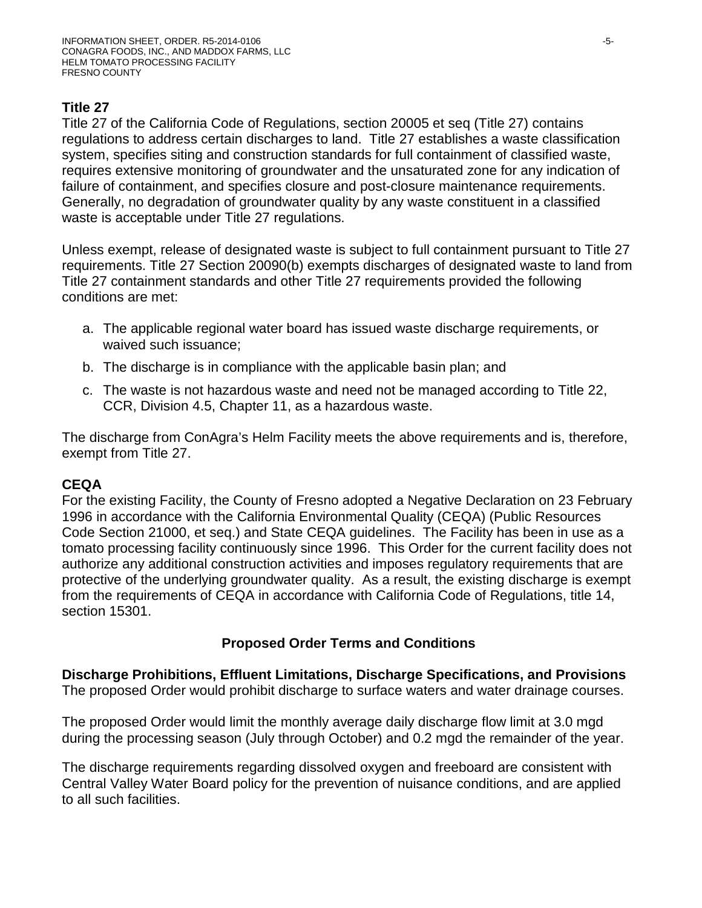**Title 27**

Title 27 of the California Code of Regulations, section 20005 et seq (Title 27) contains regulations to address certain discharges to land. Title 27 establishes a waste classification system, specifies siting and construction standards for full containment of classified waste, requires extensive monitoring of groundwater and the unsaturated zone for any indication of failure of containment, and specifies closure and post-closure maintenance requirements. Generally, no degradation of groundwater quality by any waste constituent in a classified waste is acceptable under Title 27 regulations.

Unless exempt, release of designated waste is subject to full containment pursuant to Title 27 requirements. Title 27 Section 20090(b) exempts discharges of designated waste to land from Title 27 containment standards and other Title 27 requirements provided the following conditions are met:

a. The applicable regional water board has issued waste discharge requirements, or waived such issuance;
b. The discharge is in compliance with the applicable basin plan; and
c. The waste is not hazardous waste and need not be managed according to Title 22, CCR, Division 4.5, Chapter 11, as a hazardous waste.

The discharge from ConAgra's Helm Facility meets the above requirements and is, therefore, exempt from Title 27.

**CEQA**

For the existing Facility, the County of Fresno adopted a Negative Declaration on 23 February 1996 in accordance with the California Environmental Quality (CEQA) (Public Resources Code Section 21000, et seq.) and State CEQA guidelines. The Facility has been in use as a tomato processing facility continuously since 1996. This Order for the current facility does not authorize any additional construction activities and imposes regulatory requirements that are protective of the underlying groundwater quality. As a result, the existing discharge is exempt from the requirements of CEQA in accordance with California Code of Regulations, title 14, section 15301.

## Proposed Order Terms and Conditions

**Discharge Prohibitions, Effluent Limitations, Discharge Specifications, and Provisions**

The proposed Order would prohibit discharge to surface waters and water drainage courses.

The proposed Order would limit the monthly average daily discharge flow limit at 3.0 mgd during the processing season (July through October) and 0.2 mgd the remainder of the year.

The discharge requirements regarding dissolved oxygen and freeboard are consistent with Central Valley Water Board policy for the prevention of nuisance conditions, and are applied to all such facilities.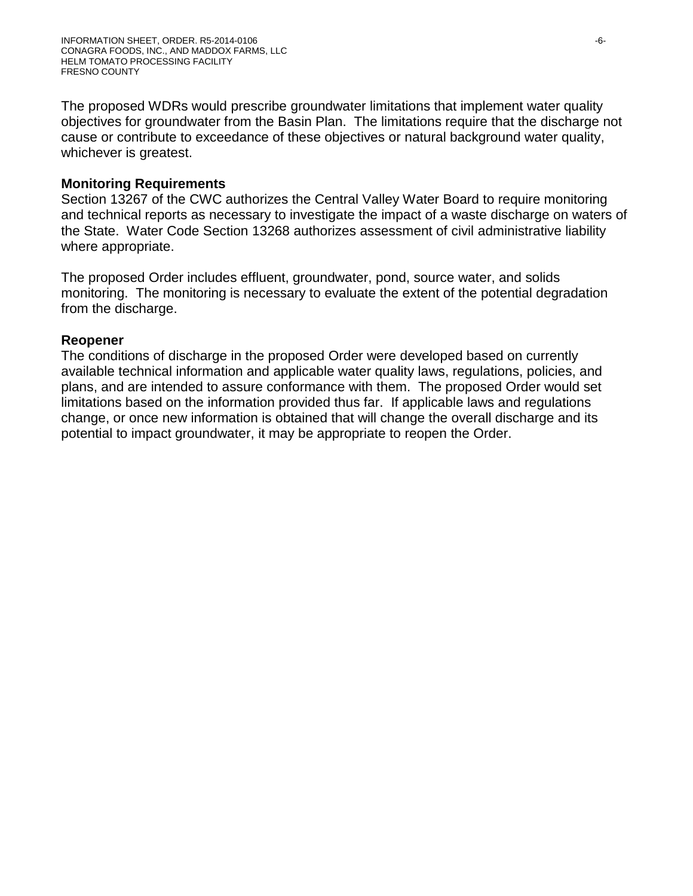The proposed WDRs would prescribe groundwater limitations that implement water quality objectives for groundwater from the Basin Plan. The limitations require that the discharge not cause or contribute to exceedance of these objectives or natural background water quality, whichever is greatest.

**Monitoring Requirements**

Section 13267 of the CWC authorizes the Central Valley Water Board to require monitoring and technical reports as necessary to investigate the impact of a waste discharge on waters of the State. Water Code Section 13268 authorizes assessment of civil administrative liability where appropriate.

The proposed Order includes effluent, groundwater, pond, source water, and solids monitoring. The monitoring is necessary to evaluate the extent of the potential degradation from the discharge.

**Reopener**

The conditions of discharge in the proposed Order were developed based on currently available technical information and applicable water quality laws, regulations, policies, and plans, and are intended to assure conformance with them. The proposed Order would set limitations based on the information provided thus far. If applicable laws and regulations change, or once new information is obtained that will change the overall discharge and its potential to impact groundwater, it may be appropriate to reopen the Order.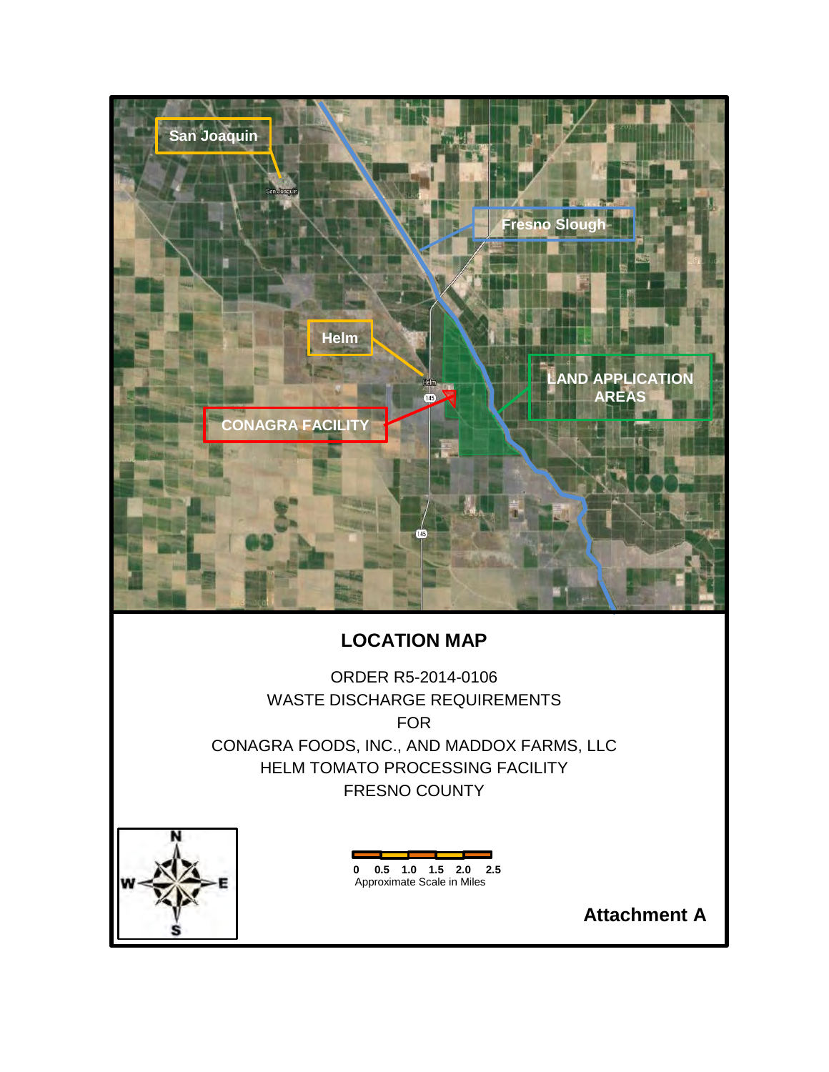San Joaquin

Fresno Slough

Helm

LAND APPLICATION AREAS

CONAGRA FACILITY

## LOCATION MAP

ORDER R5-2014-0106
WASTE DISCHARGE REQUIREMENTS
FOR
CONAGRA FOODS, INC., AND MADDOX FARMS, LLC
HELM TOMATO PROCESSING FACILITY
FRESNO COUNTY

N
W E
S

0 0.5 1.0 1.5 2.0 2.5
Approximate Scale in Miles

**Attachment A**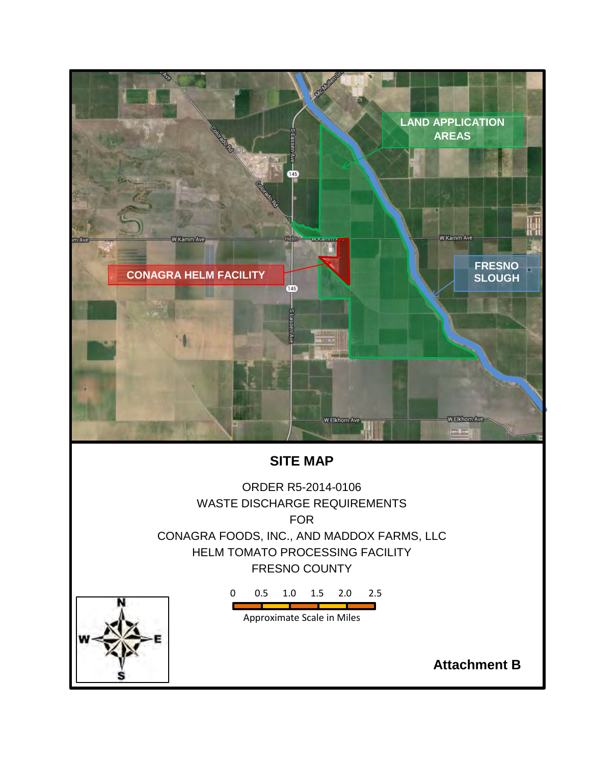LAND APPLICATION AREAS

CONAGRA HELM FACILITY

FRESNO SLOUGH

## SITE MAP

ORDER R5-2014-0106
WASTE DISCHARGE REQUIREMENTS
FOR
CONAGRA FOODS, INC., AND MADDOX FARMS, LLC
HELM TOMATO PROCESSING FACILITY
FRESNO COUNTY

0 0.5 1.0 1.5 2.0 2.5

Approximate Scale in Miles

**Attachment B**